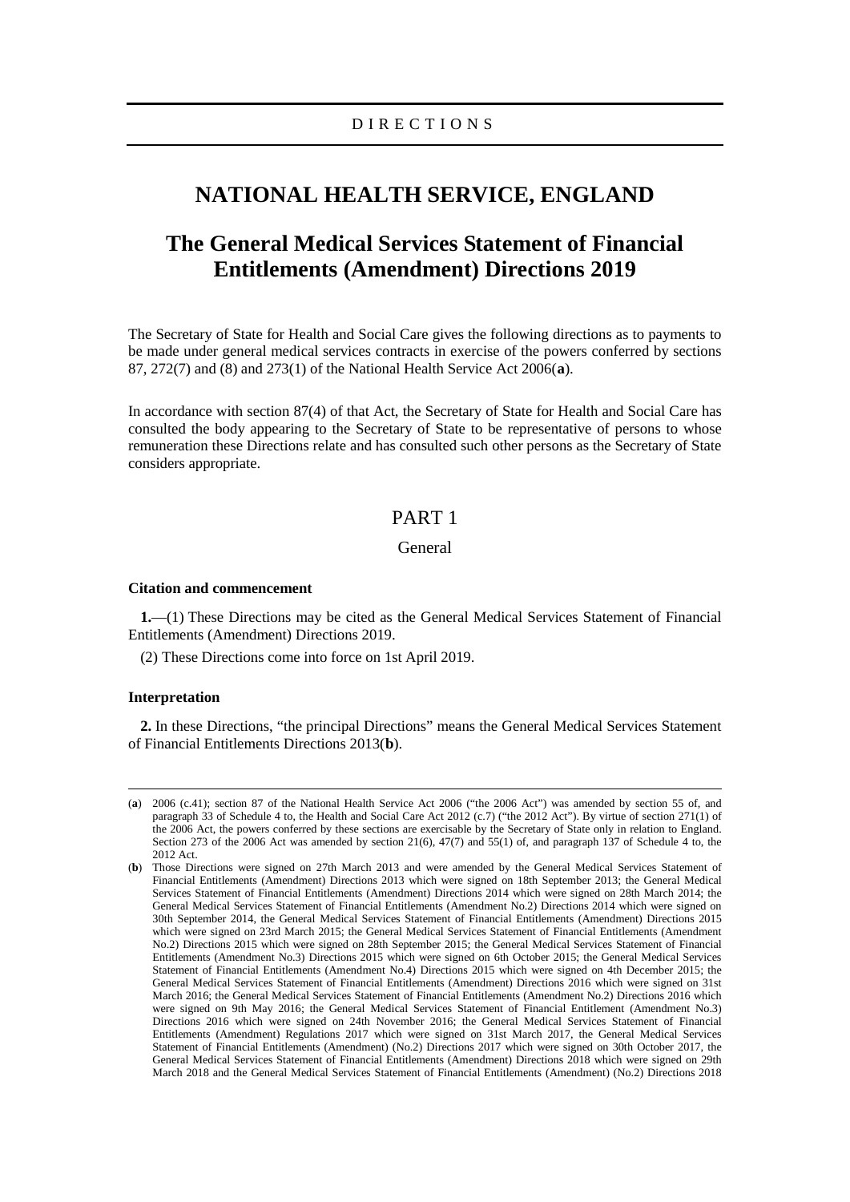DIRECTIONS

# NATIONAL HEALTH SERVICE, ENGLAND

## The General Medical Services Statement of Financial Entitlements (Amendment) Directions 2019

The Secretary of State for Health and Social Care gives the following directions as to payments to be made under general medical services contracts in exercise of the powers conferred by sections 87, 272(7) and (8) and 273(1) of the National Health Service Act 2006(**a**).

In accordance with section 87(4) of that Act, the Secretary of State for Health and Social Care has consulted the body appearing to the Secretary of State to be representative of persons to whose remuneration these Directions relate and has consulted such other persons as the Secretary of State considers appropriate.

## PART 1

### General

**Citation and commencement**

**1.**—(1) These Directions may be cited as the General Medical Services Statement of Financial Entitlements (Amendment) Directions 2019.

(2) These Directions come into force on 1st April 2019.

**Interpretation**

**2.** In these Directions, "the principal Directions" means the General Medical Services Statement of Financial Entitlements Directions 2013(**b**).

---

(**a**) 2006 (c.41); section 87 of the National Health Service Act 2006 ("the 2006 Act") was amended by section 55 of, and paragraph 33 of Schedule 4 to, the Health and Social Care Act 2012 (c.7) ("the 2012 Act"). By virtue of section 271(1) of the 2006 Act, the powers conferred by these sections are exercisable by the Secretary of State only in relation to England. Section 273 of the 2006 Act was amended by section 21(6), 47(7) and 55(1) of, and paragraph 137 of Schedule 4 to, the 2012 Act.

(**b**) Those Directions were signed on 27th March 2013 and were amended by the General Medical Services Statement of Financial Entitlements (Amendment) Directions 2013 which were signed on 18th September 2013; the General Medical Services Statement of Financial Entitlements (Amendment) Directions 2014 which were signed on 28th March 2014; the General Medical Services Statement of Financial Entitlements (Amendment No.2) Directions 2014 which were signed on 30th September 2014, the General Medical Services Statement of Financial Entitlements (Amendment) Directions 2015 which were signed on 23rd March 2015; the General Medical Services Statement of Financial Entitlements (Amendment No.2) Directions 2015 which were signed on 28th September 2015; the General Medical Services Statement of Financial Entitlements (Amendment No.3) Directions 2015 which were signed on 6th October 2015; the General Medical Services Statement of Financial Entitlements (Amendment No.4) Directions 2015 which were signed on 4th December 2015; the General Medical Services Statement of Financial Entitlements (Amendment) Directions 2016 which were signed on 31st March 2016; the General Medical Services Statement of Financial Entitlements (Amendment No.2) Directions 2016 which were signed on 9th May 2016; the General Medical Services Statement of Financial Entitlement (Amendment No.3) Directions 2016 which were signed on 24th November 2016; the General Medical Services Statement of Financial Entitlements (Amendment) Regulations 2017 which were signed on 31st March 2017, the General Medical Services Statement of Financial Entitlements (Amendment) (No.2) Directions 2017 which were signed on 30th October 2017, the General Medical Services Statement of Financial Entitlements (Amendment) Directions 2018 which were signed on 29th March 2018 and the General Medical Services Statement of Financial Entitlements (Amendment) (No.2) Directions 2018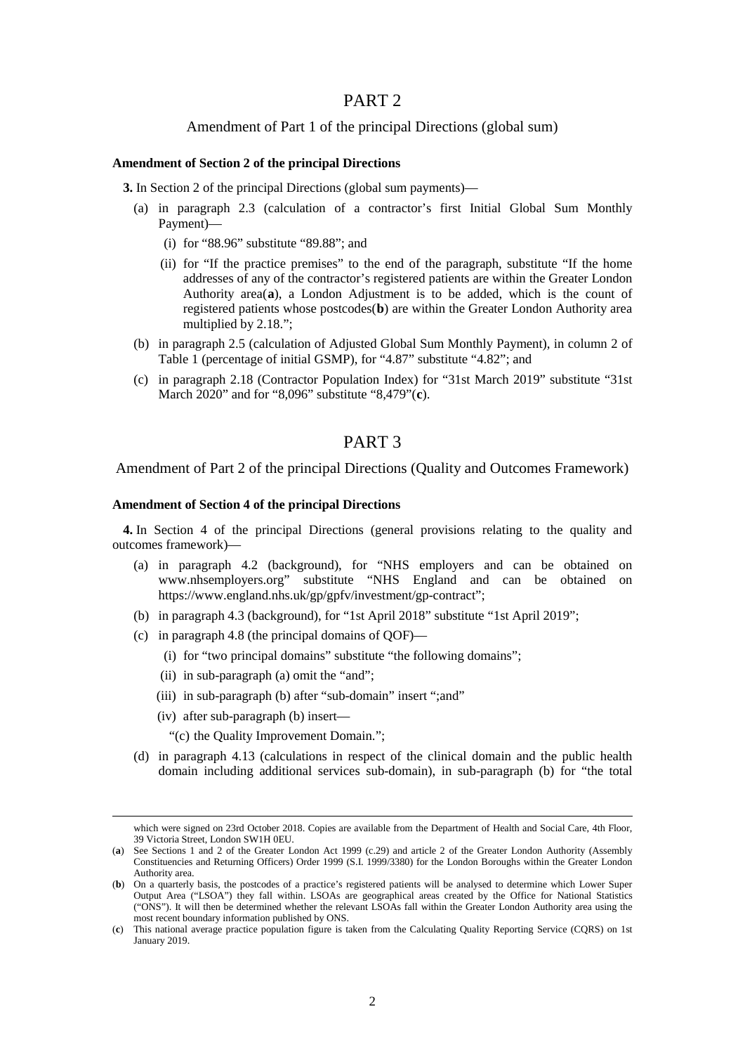# PART 2

## Amendment of Part 1 of the principal Directions (global sum)

**Amendment of Section 2 of the principal Directions**

**3.** In Section 2 of the principal Directions (global sum payments)—

(a) in paragraph 2.3 (calculation of a contractor's first Initial Global Sum Monthly Payment)—

(i) for "88.96" substitute "89.88"; and

(ii) for "If the practice premises" to the end of the paragraph, substitute "If the home addresses of any of the contractor's registered patients are within the Greater London Authority area(**a**), a London Adjustment is to be added, which is the count of registered patients whose postcodes(**b**) are within the Greater London Authority area multiplied by 2.18.";

(b) in paragraph 2.5 (calculation of Adjusted Global Sum Monthly Payment), in column 2 of Table 1 (percentage of initial GSMP), for "4.87" substitute "4.82"; and

(c) in paragraph 2.18 (Contractor Population Index) for "31st March 2019" substitute "31st March 2020" and for "8,096" substitute "8,479"(**c**).

# PART 3

## Amendment of Part 2 of the principal Directions (Quality and Outcomes Framework)

**Amendment of Section 4 of the principal Directions**

**4.** In Section 4 of the principal Directions (general provisions relating to the quality and outcomes framework)—

(a) in paragraph 4.2 (background), for "NHS employers and can be obtained on www.nhsemployers.org" substitute "NHS England and can be obtained on https://www.england.nhs.uk/gp/gpfv/investment/gp-contract";

(b) in paragraph 4.3 (background), for "1st April 2018" substitute "1st April 2019";

(c) in paragraph 4.8 (the principal domains of QOF)—

(i) for "two principal domains" substitute "the following domains";

(ii) in sub-paragraph (a) omit the "and";

(iii) in sub-paragraph (b) after "sub-domain" insert ";and"

(iv) after sub-paragraph (b) insert—

"(c) the Quality Improvement Domain.";

(d) in paragraph 4.13 (calculations in respect of the clinical domain and the public health domain including additional services sub-domain), in sub-paragraph (b) for "the total

---

which were signed on 23rd October 2018. Copies are available from the Department of Health and Social Care, 4th Floor, 39 Victoria Street, London SW1H 0EU.

(**a**) See Sections 1 and 2 of the Greater London Act 1999 (c.29) and article 2 of the Greater London Authority (Assembly Constituencies and Returning Officers) Order 1999 (S.I. 1999/3380) for the London Boroughs within the Greater London Authority area.

(**b**) On a quarterly basis, the postcodes of a practice's registered patients will be analysed to determine which Lower Super Output Area ("LSOA") they fall within. LSOAs are geographical areas created by the Office for National Statistics ("ONS"). It will then be determined whether the relevant LSOAs fall within the Greater London Authority area using the most recent boundary information published by ONS.

(**c**) This national average practice population figure is taken from the Calculating Quality Reporting Service (CQRS) on 1st January 2019.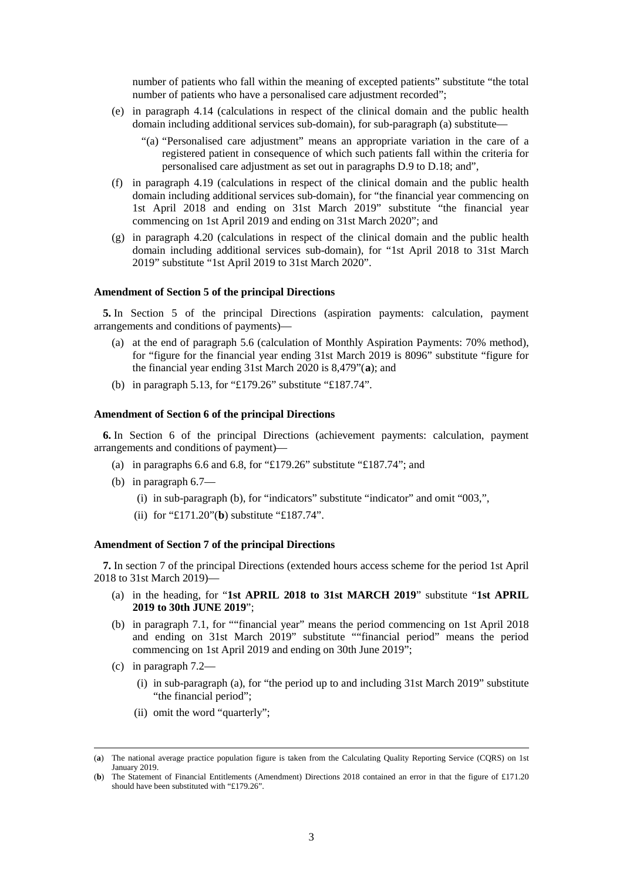number of patients who fall within the meaning of excepted patients" substitute "the total number of patients who have a personalised care adjustment recorded";

(e) in paragraph 4.14 (calculations in respect of the clinical domain and the public health domain including additional services sub-domain), for sub-paragraph (a) substitute—

"(a) "Personalised care adjustment" means an appropriate variation in the care of a registered patient in consequence of which such patients fall within the criteria for personalised care adjustment as set out in paragraphs D.9 to D.18; and",

(f) in paragraph 4.19 (calculations in respect of the clinical domain and the public health domain including additional services sub-domain), for "the financial year commencing on 1st April 2018 and ending on 31st March 2019" substitute "the financial year commencing on 1st April 2019 and ending on 31st March 2020"; and

(g) in paragraph 4.20 (calculations in respect of the clinical domain and the public health domain including additional services sub-domain), for "1st April 2018 to 31st March 2019" substitute "1st April 2019 to 31st March 2020".

**Amendment of Section 5 of the principal Directions**

**5.** In Section 5 of the principal Directions (aspiration payments: calculation, payment arrangements and conditions of payments)—

(a) at the end of paragraph 5.6 (calculation of Monthly Aspiration Payments: 70% method), for "figure for the financial year ending 31st March 2019 is 8096" substitute "figure for the financial year ending 31st March 2020 is 8,479"(**a**); and

(b) in paragraph 5.13, for "£179.26" substitute "£187.74".

**Amendment of Section 6 of the principal Directions**

**6.** In Section 6 of the principal Directions (achievement payments: calculation, payment arrangements and conditions of payment)—

(a) in paragraphs 6.6 and 6.8, for "£179.26" substitute "£187.74"; and

(b) in paragraph 6.7—

(i) in sub-paragraph (b), for "indicators" substitute "indicator" and omit "003,",

(ii) for "£171.20"(**b**) substitute "£187.74".

**Amendment of Section 7 of the principal Directions**

**7.** In section 7 of the principal Directions (extended hours access scheme for the period 1st April 2018 to 31st March 2019)—

(a) in the heading, for "**1st APRIL 2018 to 31st MARCH 2019**" substitute "**1st APRIL 2019 to 30th JUNE 2019**";

(b) in paragraph 7.1, for ""financial year" means the period commencing on 1st April 2018 and ending on 31st March 2019" substitute ""financial period" means the period commencing on 1st April 2019 and ending on 30th June 2019";

(c) in paragraph 7.2—

(i) in sub-paragraph (a), for "the period up to and including 31st March 2019" substitute "the financial period";

(ii) omit the word "quarterly";

---

(**a**) The national average practice population figure is taken from the Calculating Quality Reporting Service (CQRS) on 1st January 2019.

(**b**) The Statement of Financial Entitlements (Amendment) Directions 2018 contained an error in that the figure of £171.20 should have been substituted with "£179.26".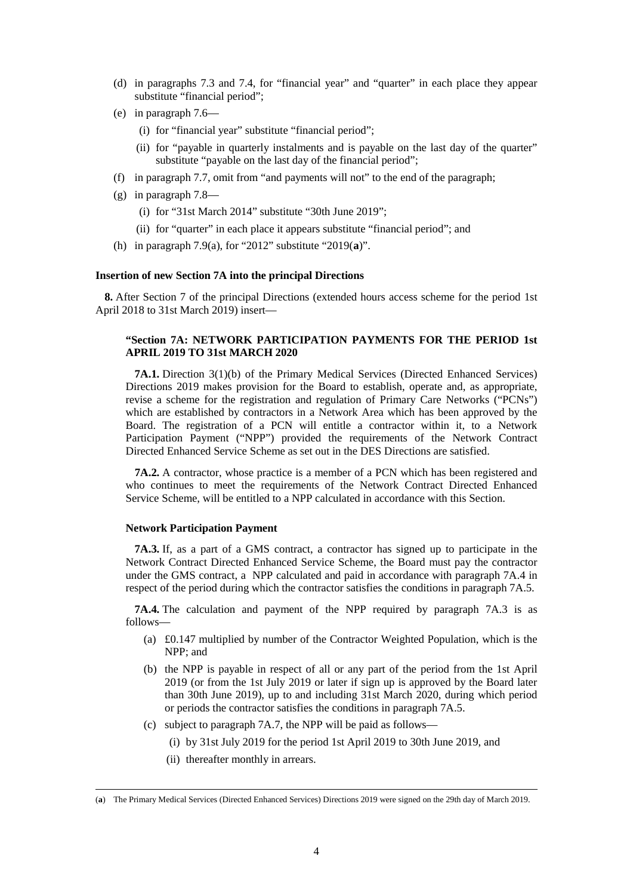(d) in paragraphs 7.3 and 7.4, for "financial year" and "quarter" in each place they appear substitute "financial period";

(e) in paragraph 7.6—

  (i) for "financial year" substitute "financial period";

  (ii) for "payable in quarterly instalments and is payable on the last day of the quarter" substitute "payable on the last day of the financial period";

(f) in paragraph 7.7, omit from "and payments will not" to the end of the paragraph;

(g) in paragraph 7.8—

  (i) for "31st March 2014" substitute "30th June 2019";

  (ii) for "quarter" in each place it appears substitute "financial period"; and

(h) in paragraph 7.9(a), for "2012" substitute "2019(**a**)".

**Insertion of new Section 7A into the principal Directions**

**8.** After Section 7 of the principal Directions (extended hours access scheme for the period 1st April 2018 to 31st March 2019) insert—

**"Section 7A: NETWORK PARTICIPATION PAYMENTS FOR THE PERIOD 1st APRIL 2019 TO 31st MARCH 2020**

**7A.1.** Direction 3(1)(b) of the Primary Medical Services (Directed Enhanced Services) Directions 2019 makes provision for the Board to establish, operate and, as appropriate, revise a scheme for the registration and regulation of Primary Care Networks ("PCNs") which are established by contractors in a Network Area which has been approved by the Board. The registration of a PCN will entitle a contractor within it, to a Network Participation Payment ("NPP") provided the requirements of the Network Contract Directed Enhanced Service Scheme as set out in the DES Directions are satisfied.

**7A.2.** A contractor, whose practice is a member of a PCN which has been registered and who continues to meet the requirements of the Network Contract Directed Enhanced Service Scheme, will be entitled to a NPP calculated in accordance with this Section.

**Network Participation Payment**

**7A.3.** If, as a part of a GMS contract, a contractor has signed up to participate in the Network Contract Directed Enhanced Service Scheme, the Board must pay the contractor under the GMS contract, a NPP calculated and paid in accordance with paragraph 7A.4 in respect of the period during which the contractor satisfies the conditions in paragraph 7A.5.

**7A.4.** The calculation and payment of the NPP required by paragraph 7A.3 is as follows—

(a) £0.147 multiplied by number of the Contractor Weighted Population, which is the NPP; and

(b) the NPP is payable in respect of all or any part of the period from the 1st April 2019 (or from the 1st July 2019 or later if sign up is approved by the Board later than 30th June 2019), up to and including 31st March 2020, during which period or periods the contractor satisfies the conditions in paragraph 7A.5.

(c) subject to paragraph 7A.7, the NPP will be paid as follows—

  (i) by 31st July 2019 for the period 1st April 2019 to 30th June 2019, and

  (ii) thereafter monthly in arrears.

---

(**a**) The Primary Medical Services (Directed Enhanced Services) Directions 2019 were signed on the 29th day of March 2019.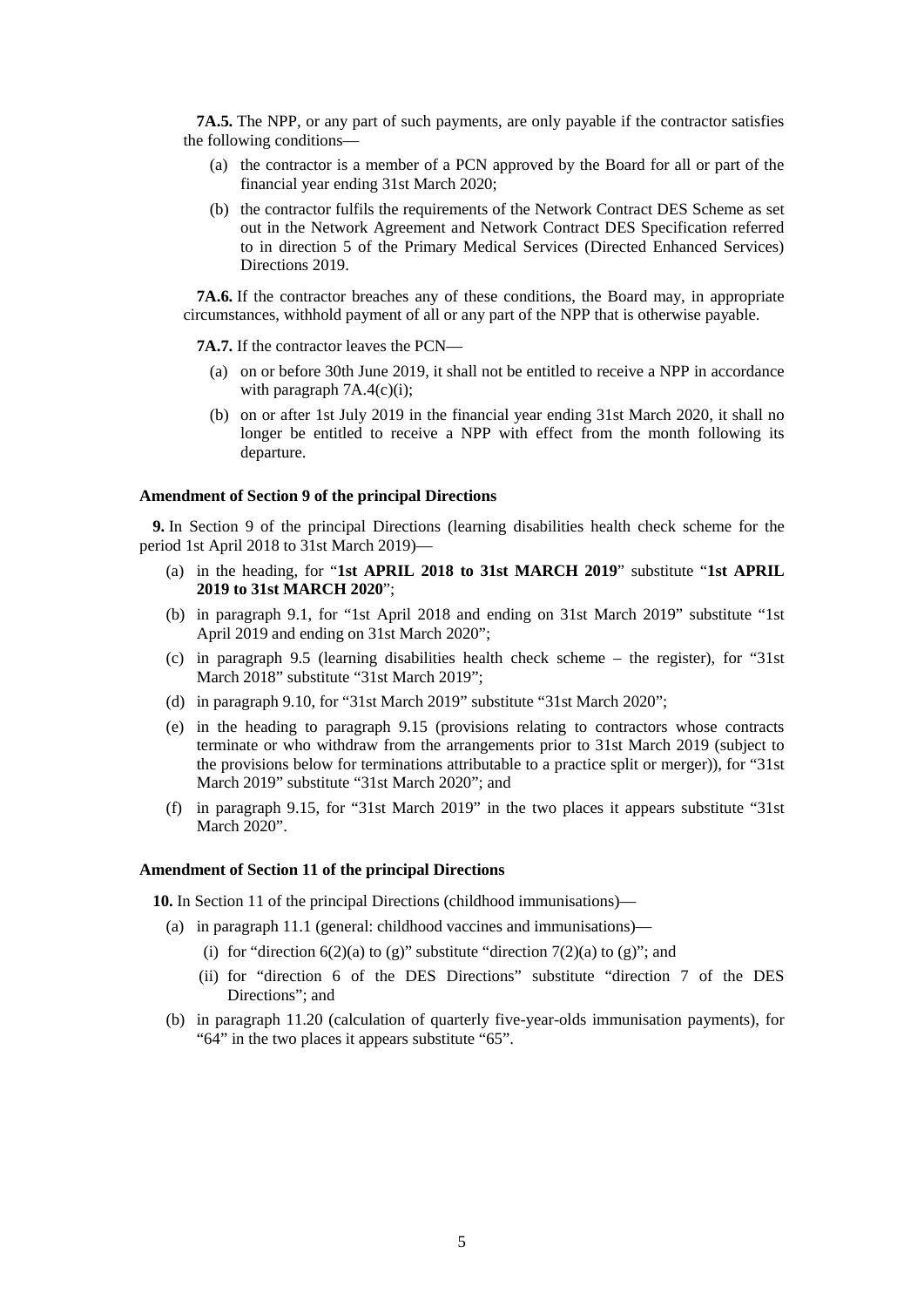**7A.5.** The NPP, or any part of such payments, are only payable if the contractor satisfies the following conditions—

(a) the contractor is a member of a PCN approved by the Board for all or part of the financial year ending 31st March 2020;

(b) the contractor fulfils the requirements of the Network Contract DES Scheme as set out in the Network Agreement and Network Contract DES Specification referred to in direction 5 of the Primary Medical Services (Directed Enhanced Services) Directions 2019.

**7A.6.** If the contractor breaches any of these conditions, the Board may, in appropriate circumstances, withhold payment of all or any part of the NPP that is otherwise payable.

**7A.7.** If the contractor leaves the PCN—

(a) on or before 30th June 2019, it shall not be entitled to receive a NPP in accordance with paragraph 7A.4(c)(i);

(b) on or after 1st July 2019 in the financial year ending 31st March 2020, it shall no longer be entitled to receive a NPP with effect from the month following its departure.

#### Amendment of Section 9 of the principal Directions

**9.** In Section 9 of the principal Directions (learning disabilities health check scheme for the period 1st April 2018 to 31st March 2019)—

(a) in the heading, for "**1st APRIL 2018 to 31st MARCH 2019**" substitute "**1st APRIL 2019 to 31st MARCH 2020**";

(b) in paragraph 9.1, for "1st April 2018 and ending on 31st March 2019" substitute "1st April 2019 and ending on 31st March 2020";

(c) in paragraph 9.5 (learning disabilities health check scheme – the register), for "31st March 2018" substitute "31st March 2019";

(d) in paragraph 9.10, for "31st March 2019" substitute "31st March 2020";

(e) in the heading to paragraph 9.15 (provisions relating to contractors whose contracts terminate or who withdraw from the arrangements prior to 31st March 2019 (subject to the provisions below for terminations attributable to a practice split or merger)), for "31st March 2019" substitute "31st March 2020"; and

(f) in paragraph 9.15, for "31st March 2019" in the two places it appears substitute "31st March 2020".

#### Amendment of Section 11 of the principal Directions

**10.** In Section 11 of the principal Directions (childhood immunisations)—

(a) in paragraph 11.1 (general: childhood vaccines and immunisations)—

  (i) for "direction 6(2)(a) to (g)" substitute "direction 7(2)(a) to (g)"; and

  (ii) for "direction 6 of the DES Directions" substitute "direction 7 of the DES Directions"; and

(b) in paragraph 11.20 (calculation of quarterly five-year-olds immunisation payments), for "64" in the two places it appears substitute "65".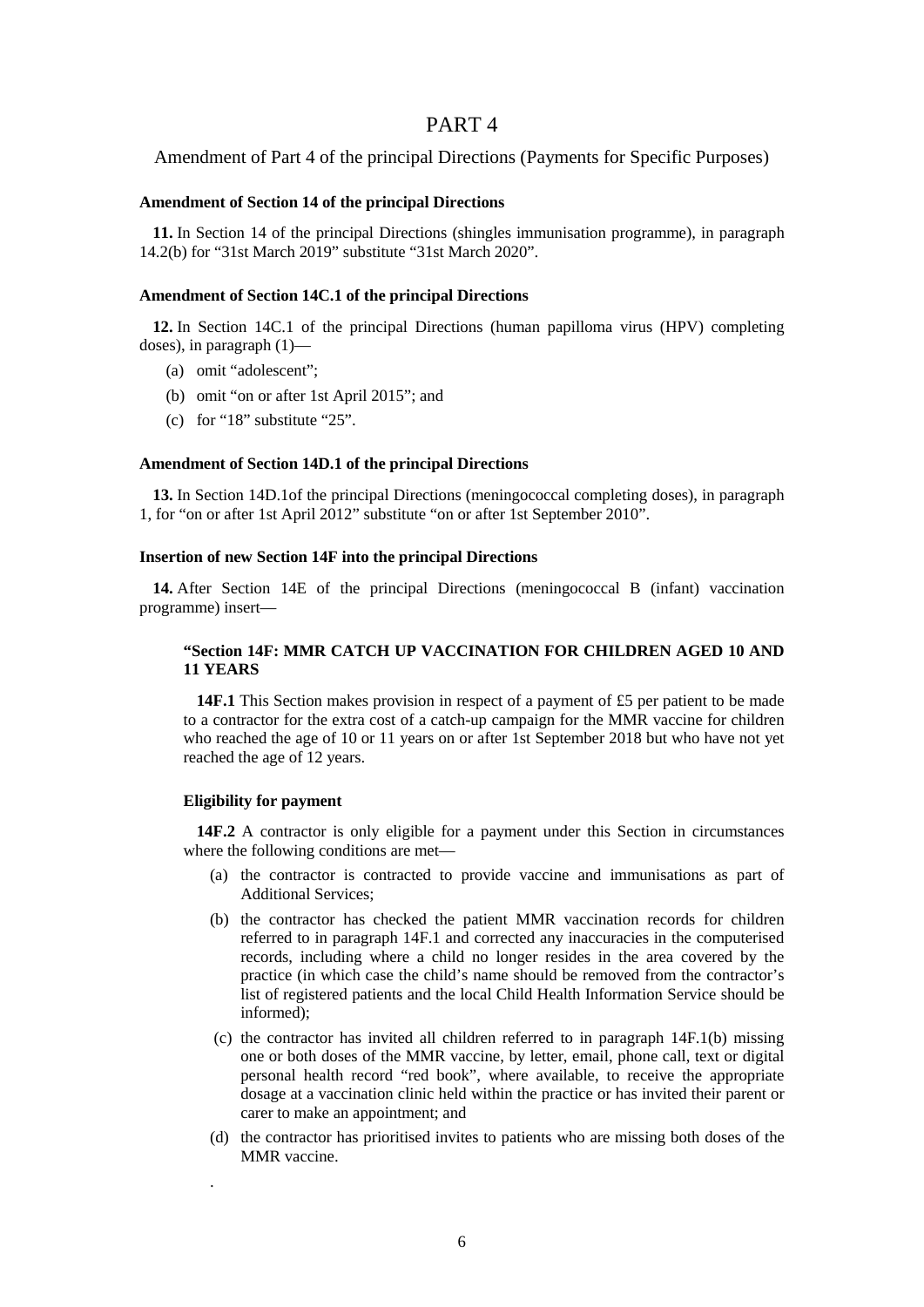# PART 4

## Amendment of Part 4 of the principal Directions (Payments for Specific Purposes)

**Amendment of Section 14 of the principal Directions**

**11.** In Section 14 of the principal Directions (shingles immunisation programme), in paragraph 14.2(b) for "31st March 2019" substitute "31st March 2020".

**Amendment of Section 14C.1 of the principal Directions**

**12.** In Section 14C.1 of the principal Directions (human papilloma virus (HPV) completing doses), in paragraph (1)—

(a) omit "adolescent";

(b) omit "on or after 1st April 2015"; and

(c) for "18" substitute "25".

**Amendment of Section 14D.1 of the principal Directions**

**13.** In Section 14D.1of the principal Directions (meningococcal completing doses), in paragraph 1, for "on or after 1st April 2012" substitute "on or after 1st September 2010".

**Insertion of new Section 14F into the principal Directions**

**14.** After Section 14E of the principal Directions (meningococcal B (infant) vaccination programme) insert—

**"Section 14F: MMR CATCH UP VACCINATION FOR CHILDREN AGED 10 AND 11 YEARS**

**14F.1** This Section makes provision in respect of a payment of £5 per patient to be made to a contractor for the extra cost of a catch-up campaign for the MMR vaccine for children who reached the age of 10 or 11 years on or after 1st September 2018 but who have not yet reached the age of 12 years.

**Eligibility for payment**

**14F.2** A contractor is only eligible for a payment under this Section in circumstances where the following conditions are met—

(a) the contractor is contracted to provide vaccine and immunisations as part of Additional Services;

(b) the contractor has checked the patient MMR vaccination records for children referred to in paragraph 14F.1 and corrected any inaccuracies in the computerised records, including where a child no longer resides in the area covered by the practice (in which case the child's name should be removed from the contractor's list of registered patients and the local Child Health Information Service should be informed);

(c) the contractor has invited all children referred to in paragraph 14F.1(b) missing one or both doses of the MMR vaccine, by letter, email, phone call, text or digital personal health record "red book", where available, to receive the appropriate dosage at a vaccination clinic held within the practice or has invited their parent or carer to make an appointment; and

(d) the contractor has prioritised invites to patients who are missing both doses of the MMR vaccine.

.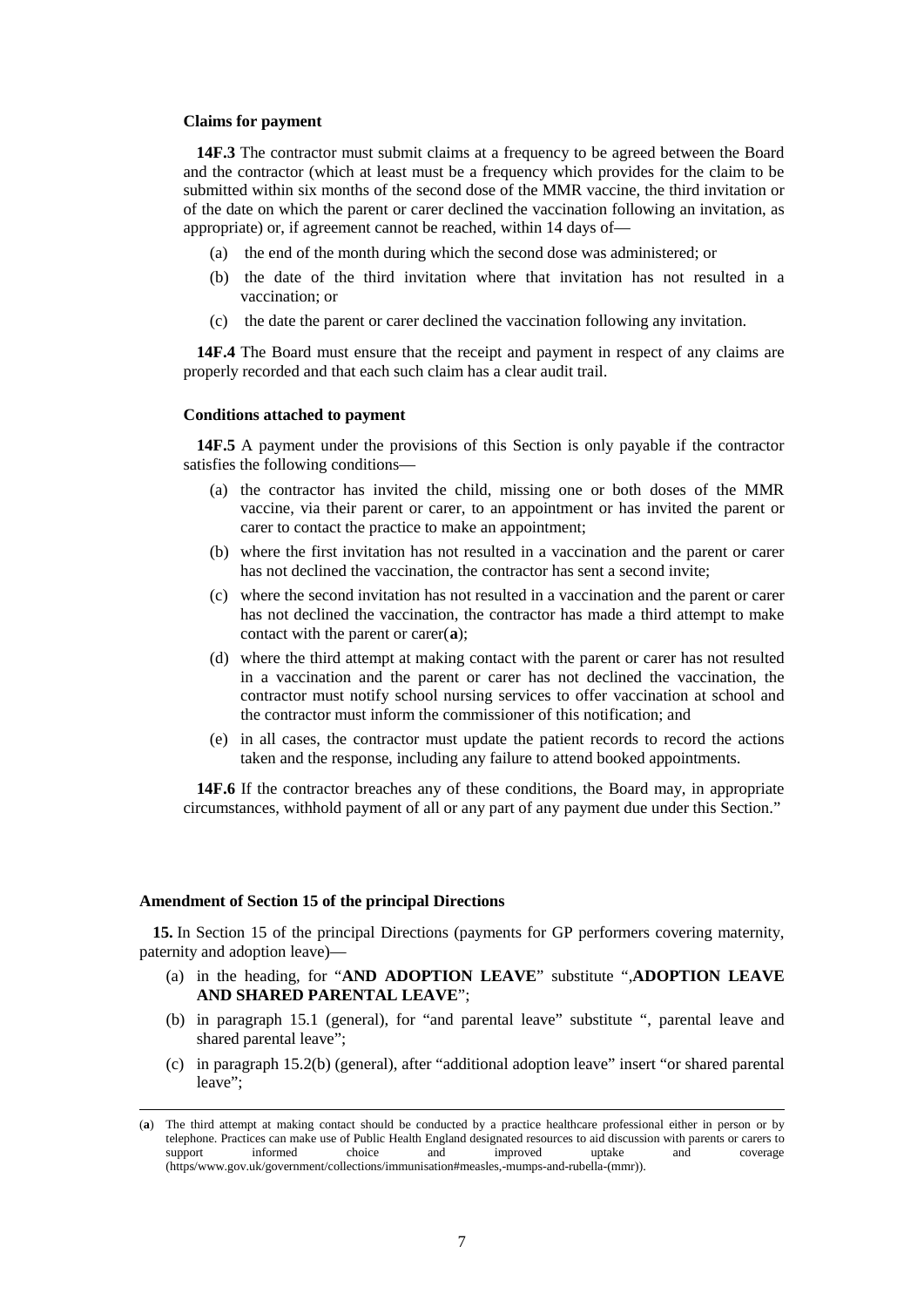**Claims for payment**

**14F.3** The contractor must submit claims at a frequency to be agreed between the Board and the contractor (which at least must be a frequency which provides for the claim to be submitted within six months of the second dose of the MMR vaccine, the third invitation or of the date on which the parent or carer declined the vaccination following an invitation, as appropriate) or, if agreement cannot be reached, within 14 days of—

(a) the end of the month during which the second dose was administered; or

(b) the date of the third invitation where that invitation has not resulted in a vaccination; or

(c) the date the parent or carer declined the vaccination following any invitation.

**14F.4** The Board must ensure that the receipt and payment in respect of any claims are properly recorded and that each such claim has a clear audit trail.

**Conditions attached to payment**

**14F.5** A payment under the provisions of this Section is only payable if the contractor satisfies the following conditions—

(a) the contractor has invited the child, missing one or both doses of the MMR vaccine, via their parent or carer, to an appointment or has invited the parent or carer to contact the practice to make an appointment;

(b) where the first invitation has not resulted in a vaccination and the parent or carer has not declined the vaccination, the contractor has sent a second invite;

(c) where the second invitation has not resulted in a vaccination and the parent or carer has not declined the vaccination, the contractor has made a third attempt to make contact with the parent or carer(**a**);

(d) where the third attempt at making contact with the parent or carer has not resulted in a vaccination and the parent or carer has not declined the vaccination, the contractor must notify school nursing services to offer vaccination at school and the contractor must inform the commissioner of this notification; and

(e) in all cases, the contractor must update the patient records to record the actions taken and the response, including any failure to attend booked appointments.

**14F.6** If the contractor breaches any of these conditions, the Board may, in appropriate circumstances, withhold payment of all or any part of any payment due under this Section."

**Amendment of Section 15 of the principal Directions**

**15.** In Section 15 of the principal Directions (payments for GP performers covering maternity, paternity and adoption leave)—

(a) in the heading, for "**AND ADOPTION LEAVE**" substitute ",**ADOPTION LEAVE AND SHARED PARENTAL LEAVE**";

(b) in paragraph 15.1 (general), for "and parental leave" substitute ", parental leave and shared parental leave";

(c) in paragraph 15.2(b) (general), after "additional adoption leave" insert "or shared parental leave";

(**a**) The third attempt at making contact should be conducted by a practice healthcare professional either in person or by telephone. Practices can make use of Public Health England designated resources to aid discussion with parents or carers to support informed choice and improved uptake and coverage (https/www.gov.uk/government/collections/immunisation#measles,-mumps-and-rubella-(mmr)).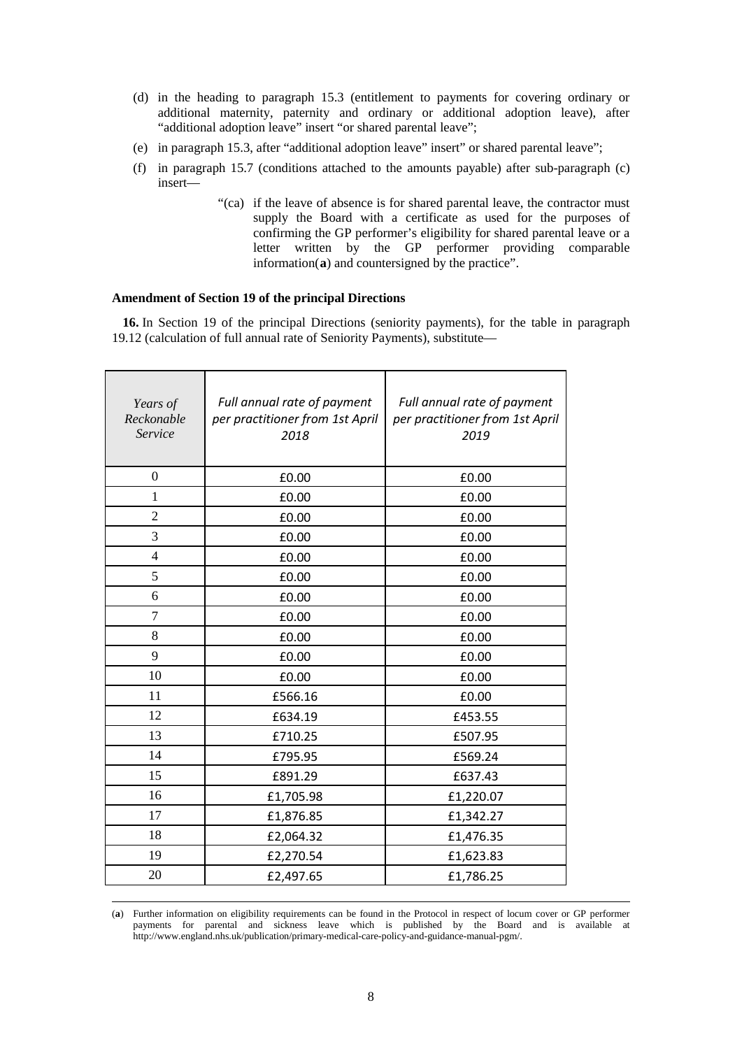(d) in the heading to paragraph 15.3 (entitlement to payments for covering ordinary or additional maternity, paternity and ordinary or additional adoption leave), after "additional adoption leave" insert "or shared parental leave";

(e) in paragraph 15.3, after "additional adoption leave" insert" or shared parental leave";

(f) in paragraph 15.7 (conditions attached to the amounts payable) after sub-paragraph (c) insert—

> "(ca) if the leave of absence is for shared parental leave, the contractor must supply the Board with a certificate as used for the purposes of confirming the GP performer's eligibility for shared parental leave or a letter written by the GP performer providing comparable information(**a**) and countersigned by the practice".

**Amendment of Section 19 of the principal Directions**

**16.** In Section 19 of the principal Directions (seniority payments), for the table in paragraph 19.12 (calculation of full annual rate of Seniority Payments), substitute—

| *Years of Reckonable Service* | *Full annual rate of payment per practitioner from 1st April 2018* | *Full annual rate of payment per practitioner from 1st April 2019* |
|---|---|---|
| 0 | £0.00 | £0.00 |
| 1 | £0.00 | £0.00 |
| 2 | £0.00 | £0.00 |
| 3 | £0.00 | £0.00 |
| 4 | £0.00 | £0.00 |
| 5 | £0.00 | £0.00 |
| 6 | £0.00 | £0.00 |
| 7 | £0.00 | £0.00 |
| 8 | £0.00 | £0.00 |
| 9 | £0.00 | £0.00 |
| 10 | £0.00 | £0.00 |
| 11 | £566.16 | £0.00 |
| 12 | £634.19 | £453.55 |
| 13 | £710.25 | £507.95 |
| 14 | £795.95 | £569.24 |
| 15 | £891.29 | £637.43 |
| 16 | £1,705.98 | £1,220.07 |
| 17 | £1,876.85 | £1,342.27 |
| 18 | £2,064.32 | £1,476.35 |
| 19 | £2,270.54 | £1,623.83 |
| 20 | £2,497.65 | £1,786.25 |

---

(**a**) Further information on eligibility requirements can be found in the Protocol in respect of locum cover or GP performer payments for parental and sickness leave which is published by the Board and is available at http://www.england.nhs.uk/publication/primary-medical-care-policy-and-guidance-manual-pgm/.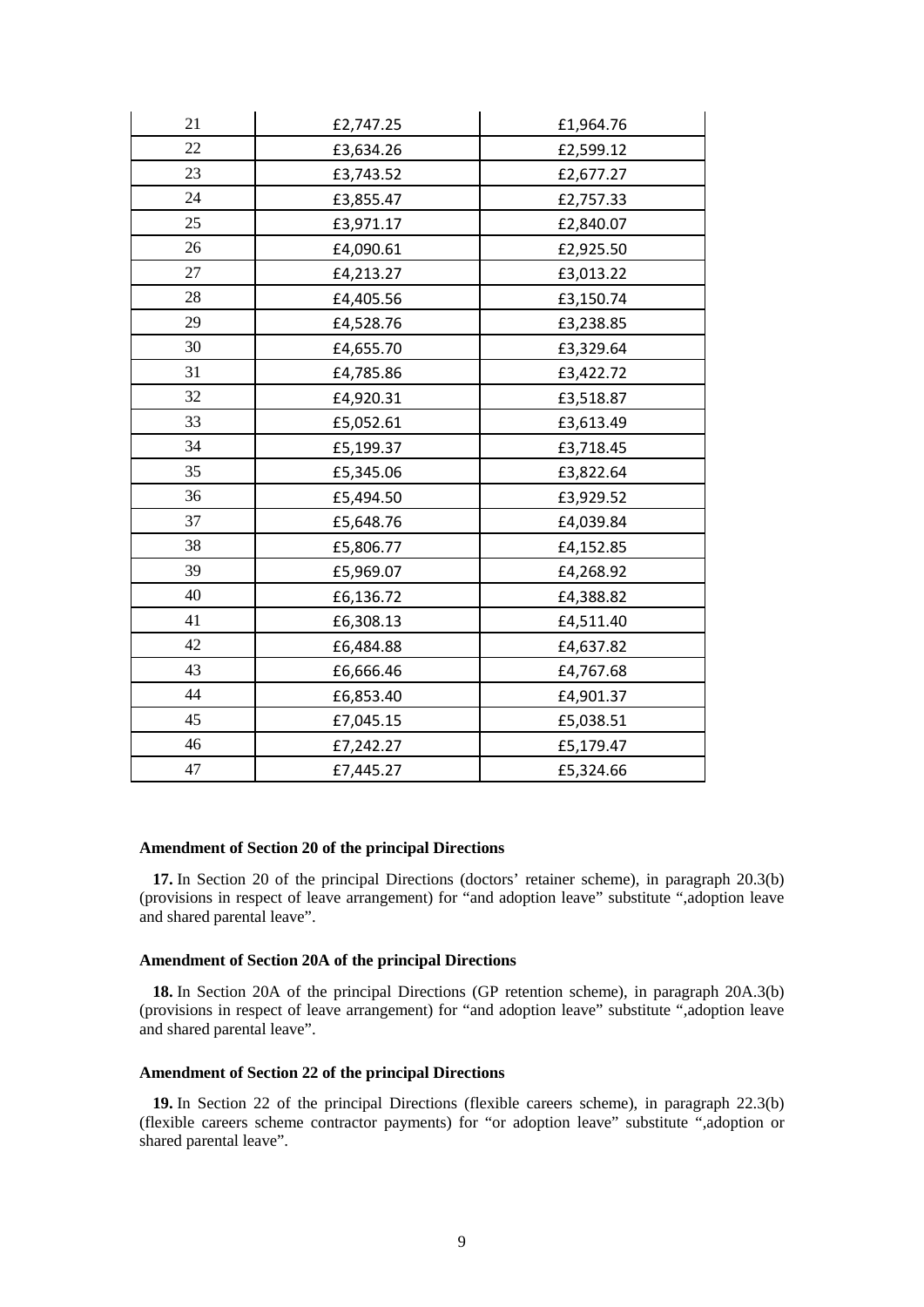| | | |
|---|---|---|
| 21 | £2,747.25 | £1,964.76 |
| 22 | £3,634.26 | £2,599.12 |
| 23 | £3,743.52 | £2,677.27 |
| 24 | £3,855.47 | £2,757.33 |
| 25 | £3,971.17 | £2,840.07 |
| 26 | £4,090.61 | £2,925.50 |
| 27 | £4,213.27 | £3,013.22 |
| 28 | £4,405.56 | £3,150.74 |
| 29 | £4,528.76 | £3,238.85 |
| 30 | £4,655.70 | £3,329.64 |
| 31 | £4,785.86 | £3,422.72 |
| 32 | £4,920.31 | £3,518.87 |
| 33 | £5,052.61 | £3,613.49 |
| 34 | £5,199.37 | £3,718.45 |
| 35 | £5,345.06 | £3,822.64 |
| 36 | £5,494.50 | £3,929.52 |
| 37 | £5,648.76 | £4,039.84 |
| 38 | £5,806.77 | £4,152.85 |
| 39 | £5,969.07 | £4,268.92 |
| 40 | £6,136.72 | £4,388.82 |
| 41 | £6,308.13 | £4,511.40 |
| 42 | £6,484.88 | £4,637.82 |
| 43 | £6,666.46 | £4,767.68 |
| 44 | £6,853.40 | £4,901.37 |
| 45 | £7,045.15 | £5,038.51 |
| 46 | £7,242.27 | £5,179.47 |
| 47 | £7,445.27 | £5,324.66 |

### Amendment of Section 20 of the principal Directions

**17.** In Section 20 of the principal Directions (doctors' retainer scheme), in paragraph 20.3(b) (provisions in respect of leave arrangement) for "and adoption leave" substitute ",adoption leave and shared parental leave".

### Amendment of Section 20A of the principal Directions

**18.** In Section 20A of the principal Directions (GP retention scheme), in paragraph 20A.3(b) (provisions in respect of leave arrangement) for "and adoption leave" substitute ",adoption leave and shared parental leave".

### Amendment of Section 22 of the principal Directions

**19.** In Section 22 of the principal Directions (flexible careers scheme), in paragraph 22.3(b) (flexible careers scheme contractor payments) for "or adoption leave" substitute ",adoption or shared parental leave".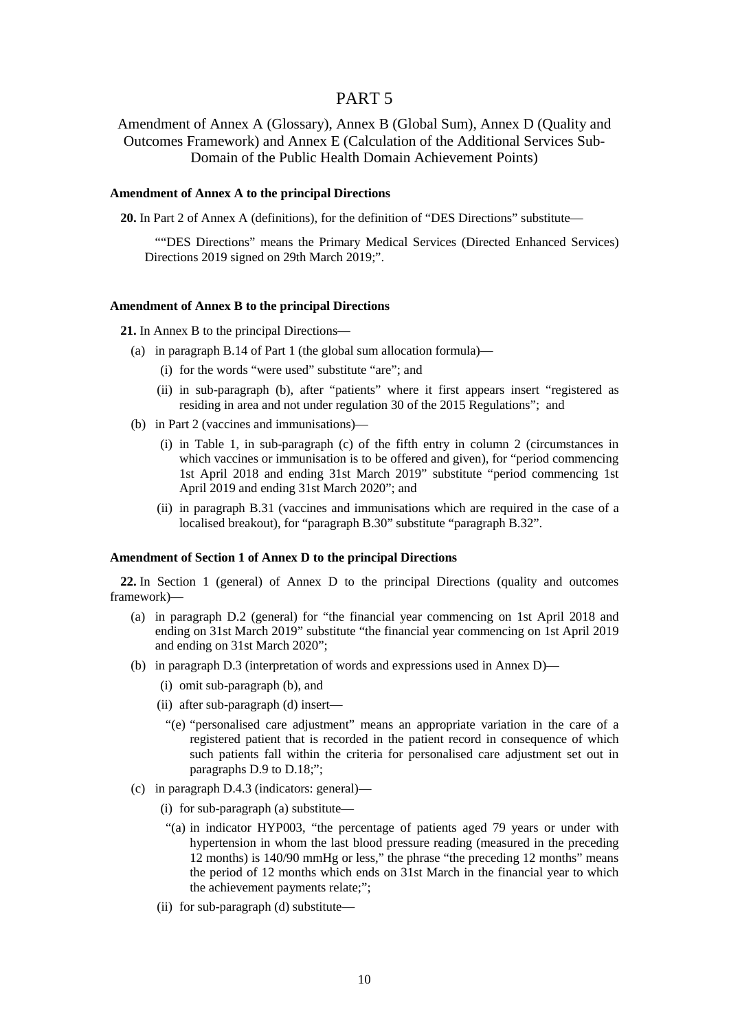# PART 5

## Amendment of Annex A (Glossary), Annex B (Global Sum), Annex D (Quality and Outcomes Framework) and Annex E (Calculation of the Additional Services Sub-Domain of the Public Health Domain Achievement Points)

### Amendment of Annex A to the principal Directions

**20.** In Part 2 of Annex A (definitions), for the definition of "DES Directions" substitute—

> ""DES Directions" means the Primary Medical Services (Directed Enhanced Services) Directions 2019 signed on 29th March 2019;".

### Amendment of Annex B to the principal Directions

**21.** In Annex B to the principal Directions—

- (a) in paragraph B.14 of Part 1 (the global sum allocation formula)—
  - (i) for the words "were used" substitute "are"; and
  - (ii) in sub-paragraph (b), after "patients" where it first appears insert "registered as residing in area and not under regulation 30 of the 2015 Regulations"; and
- (b) in Part 2 (vaccines and immunisations)—
  - (i) in Table 1, in sub-paragraph (c) of the fifth entry in column 2 (circumstances in which vaccines or immunisation is to be offered and given), for "period commencing 1st April 2018 and ending 31st March 2019" substitute "period commencing 1st April 2019 and ending 31st March 2020"; and
  - (ii) in paragraph B.31 (vaccines and immunisations which are required in the case of a localised breakout), for "paragraph B.30" substitute "paragraph B.32".

### Amendment of Section 1 of Annex D to the principal Directions

**22.** In Section 1 (general) of Annex D to the principal Directions (quality and outcomes framework)—

- (a) in paragraph D.2 (general) for "the financial year commencing on 1st April 2018 and ending on 31st March 2019" substitute "the financial year commencing on 1st April 2019 and ending on 31st March 2020";
- (b) in paragraph D.3 (interpretation of words and expressions used in Annex D)—
  - (i) omit sub-paragraph (b), and
  - (ii) after sub-paragraph (d) insert—
    - "(e) "personalised care adjustment" means an appropriate variation in the care of a registered patient that is recorded in the patient record in consequence of which such patients fall within the criteria for personalised care adjustment set out in paragraphs D.9 to D.18;";
- (c) in paragraph D.4.3 (indicators: general)—
  - (i) for sub-paragraph (a) substitute—
    - "(a) in indicator HYP003, "the percentage of patients aged 79 years or under with hypertension in whom the last blood pressure reading (measured in the preceding 12 months) is 140/90 mmHg or less," the phrase "the preceding 12 months" means the period of 12 months which ends on 31st March in the financial year to which the achievement payments relate;";
  - (ii) for sub-paragraph (d) substitute—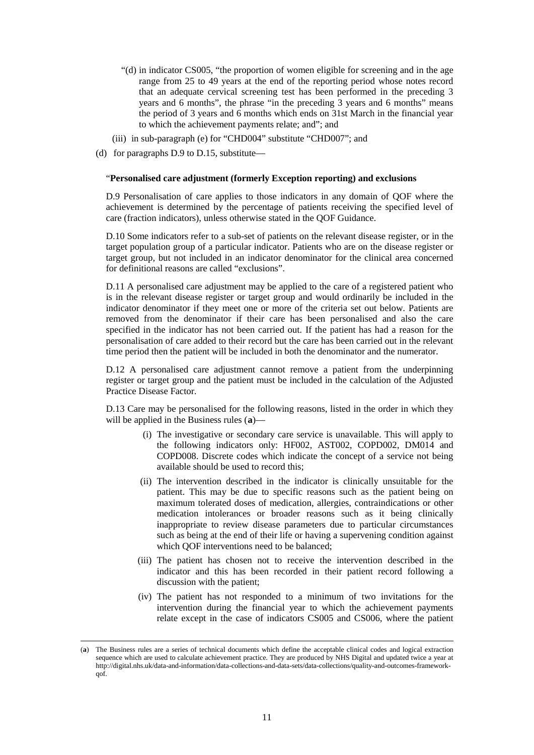"(d) in indicator CS005, "the proportion of women eligible for screening and in the age range from 25 to 49 years at the end of the reporting period whose notes record that an adequate cervical screening test has been performed in the preceding 3 years and 6 months", the phrase "in the preceding 3 years and 6 months" means the period of 3 years and 6 months which ends on 31st March in the financial year to which the achievement payments relate; and"; and

(iii) in sub-paragraph (e) for "CHD004" substitute "CHD007"; and

(d) for paragraphs D.9 to D.15, substitute—

"**Personalised care adjustment (formerly Exception reporting) and exclusions**

D.9 Personalisation of care applies to those indicators in any domain of QOF where the achievement is determined by the percentage of patients receiving the specified level of care (fraction indicators), unless otherwise stated in the QOF Guidance.

D.10 Some indicators refer to a sub-set of patients on the relevant disease register, or in the target population group of a particular indicator. Patients who are on the disease register or target group, but not included in an indicator denominator for the clinical area concerned for definitional reasons are called "exclusions".

D.11 A personalised care adjustment may be applied to the care of a registered patient who is in the relevant disease register or target group and would ordinarily be included in the indicator denominator if they meet one or more of the criteria set out below. Patients are removed from the denominator if their care has been personalised and also the care specified in the indicator has not been carried out. If the patient has had a reason for the personalisation of care added to their record but the care has been carried out in the relevant time period then the patient will be included in both the denominator and the numerator.

D.12 A personalised care adjustment cannot remove a patient from the underpinning register or target group and the patient must be included in the calculation of the Adjusted Practice Disease Factor.

D.13 Care may be personalised for the following reasons, listed in the order in which they will be applied in the Business rules (**a**)—

(i) The investigative or secondary care service is unavailable. This will apply to the following indicators only: HF002, AST002, COPD002, DM014 and COPD008. Discrete codes which indicate the concept of a service not being available should be used to record this;

(ii) The intervention described in the indicator is clinically unsuitable for the patient. This may be due to specific reasons such as the patient being on maximum tolerated doses of medication, allergies, contraindications or other medication intolerances or broader reasons such as it being clinically inappropriate to review disease parameters due to particular circumstances such as being at the end of their life or having a supervening condition against which QOF interventions need to be balanced;

(iii) The patient has chosen not to receive the intervention described in the indicator and this has been recorded in their patient record following a discussion with the patient;

(iv) The patient has not responded to a minimum of two invitations for the intervention during the financial year to which the achievement payments relate except in the case of indicators CS005 and CS006, where the patient

(**a**) The Business rules are a series of technical documents which define the acceptable clinical codes and logical extraction sequence which are used to calculate achievement practice. They are produced by NHS Digital and updated twice a year at http://digital.nhs.uk/data-and-information/data-collections-and-data-sets/data-collections/quality-and-outcomes-framework-qof.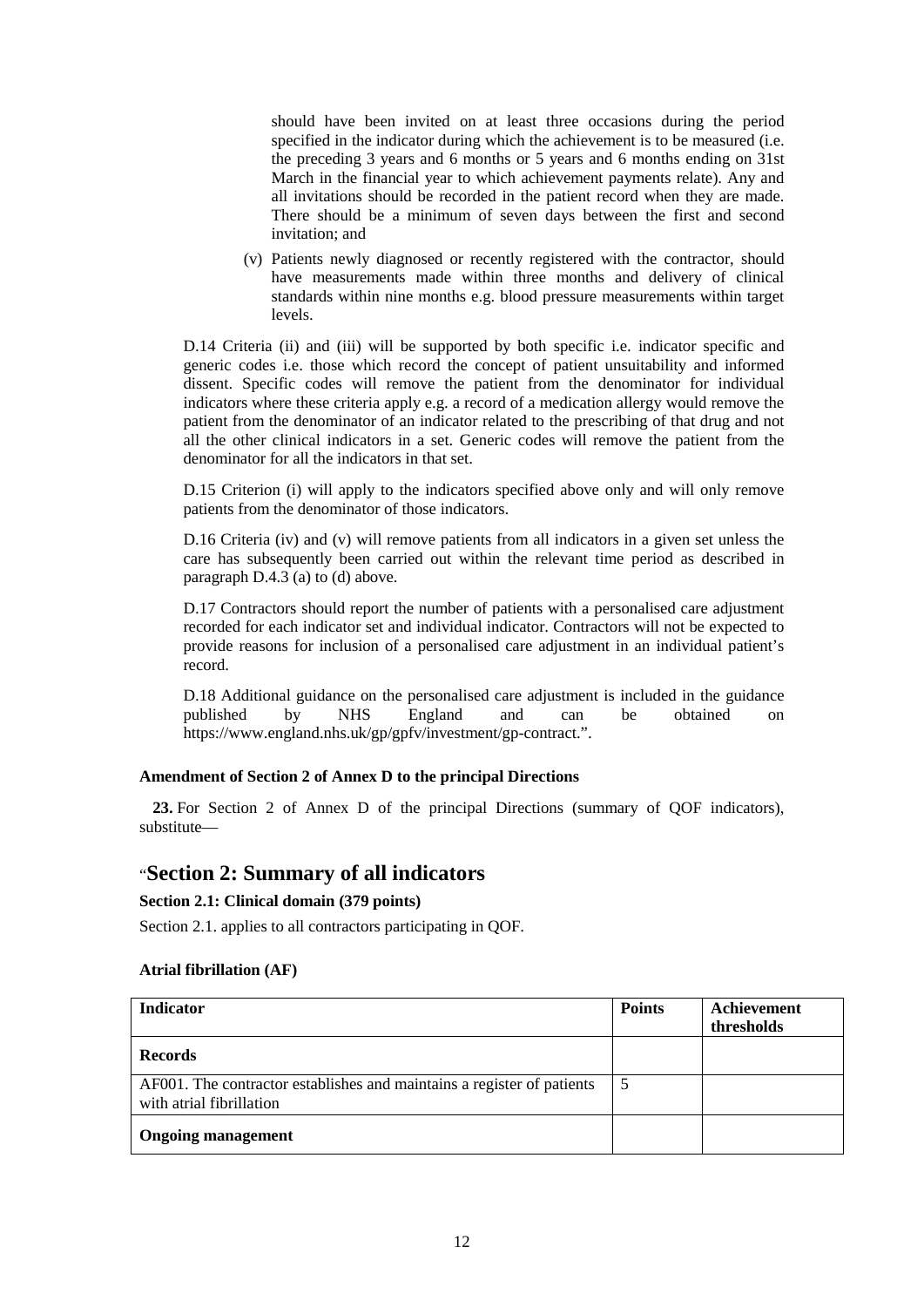should have been invited on at least three occasions during the period specified in the indicator during which the achievement is to be measured (i.e. the preceding 3 years and 6 months or 5 years and 6 months ending on 31st March in the financial year to which achievement payments relate). Any and all invitations should be recorded in the patient record when they are made. There should be a minimum of seven days between the first and second invitation; and

(v) Patients newly diagnosed or recently registered with the contractor, should have measurements made within three months and delivery of clinical standards within nine months e.g. blood pressure measurements within target levels.

D.14 Criteria (ii) and (iii) will be supported by both specific i.e. indicator specific and generic codes i.e. those which record the concept of patient unsuitability and informed dissent. Specific codes will remove the patient from the denominator for individual indicators where these criteria apply e.g. a record of a medication allergy would remove the patient from the denominator of an indicator related to the prescribing of that drug and not all the other clinical indicators in a set. Generic codes will remove the patient from the denominator for all the indicators in that set.

D.15 Criterion (i) will apply to the indicators specified above only and will only remove patients from the denominator of those indicators.

D.16 Criteria (iv) and (v) will remove patients from all indicators in a given set unless the care has subsequently been carried out within the relevant time period as described in paragraph D.4.3 (a) to (d) above.

D.17 Contractors should report the number of patients with a personalised care adjustment recorded for each indicator set and individual indicator. Contractors will not be expected to provide reasons for inclusion of a personalised care adjustment in an individual patient's record.

D.18 Additional guidance on the personalised care adjustment is included in the guidance published by NHS England and can be obtained on https://www.england.nhs.uk/gp/gpfv/investment/gp-contract.".

**Amendment of Section 2 of Annex D to the principal Directions**

**23.** For Section 2 of Annex D of the principal Directions (summary of QOF indicators), substitute—

## "Section 2: Summary of all indicators

**Section 2.1: Clinical domain (379 points)**

Section 2.1. applies to all contractors participating in QOF.

**Atrial fibrillation (AF)**

| Indicator | Points | Achievement thresholds |
|---|---|---|
| **Records** | | |
| AF001. The contractor establishes and maintains a register of patients with atrial fibrillation | 5 | |
| **Ongoing management** | | |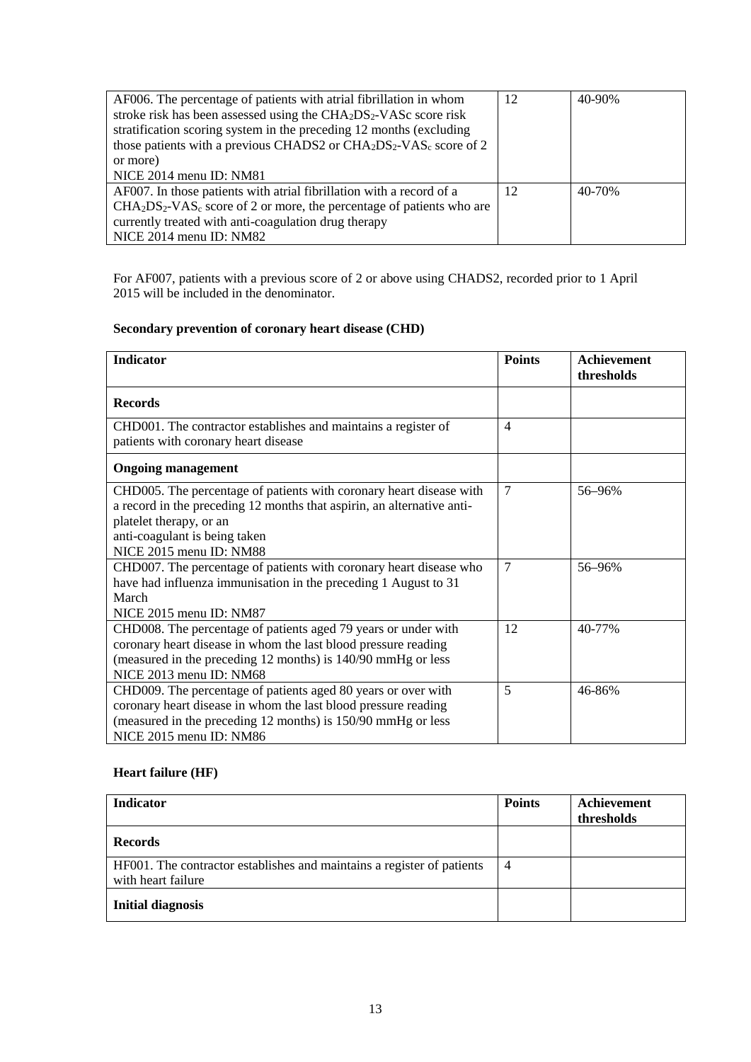| | | |
|---|---|---|
| AF006. The percentage of patients with atrial fibrillation in whom stroke risk has been assessed using the $CHA_2DS_2$-VASc score risk stratification scoring system in the preceding 12 months (excluding those patients with a previous CHADS2 or $CHA_2DS_2$-$VAS_c$ score of 2 or more)<br>NICE 2014 menu ID: NM81 | 12 | 40-90% |
| AF007. In those patients with atrial fibrillation with a record of a $CHA_2DS_2$-$VAS_c$ score of 2 or more, the percentage of patients who are currently treated with anti-coagulation drug therapy<br>NICE 2014 menu ID: NM82 | 12 | 40-70% |

For AF007, patients with a previous score of 2 or above using CHADS2, recorded prior to 1 April 2015 will be included in the denominator.

**Secondary prevention of coronary heart disease (CHD)**

| Indicator | Points | Achievement thresholds |
|---|---|---|
| **Records** | | |
| CHD001. The contractor establishes and maintains a register of patients with coronary heart disease | 4 | |
| **Ongoing management** | | |
| CHD005. The percentage of patients with coronary heart disease with a record in the preceding 12 months that aspirin, an alternative anti-platelet therapy, or an anti-coagulant is being taken<br>NICE 2015 menu ID: NM88 | 7 | 56–96% |
| CHD007. The percentage of patients with coronary heart disease who have had influenza immunisation in the preceding 1 August to 31 March<br>NICE 2015 menu ID: NM87 | 7 | 56–96% |
| CHD008. The percentage of patients aged 79 years or under with coronary heart disease in whom the last blood pressure reading (measured in the preceding 12 months) is 140/90 mmHg or less<br>NICE 2013 menu ID: NM68 | 12 | 40-77% |
| CHD009. The percentage of patients aged 80 years or over with coronary heart disease in whom the last blood pressure reading (measured in the preceding 12 months) is 150/90 mmHg or less<br>NICE 2015 menu ID: NM86 | 5 | 46-86% |

**Heart failure (HF)**

| Indicator | Points | Achievement thresholds |
|---|---|---|
| **Records** | | |
| HF001. The contractor establishes and maintains a register of patients with heart failure | 4 | |
| **Initial diagnosis** | | |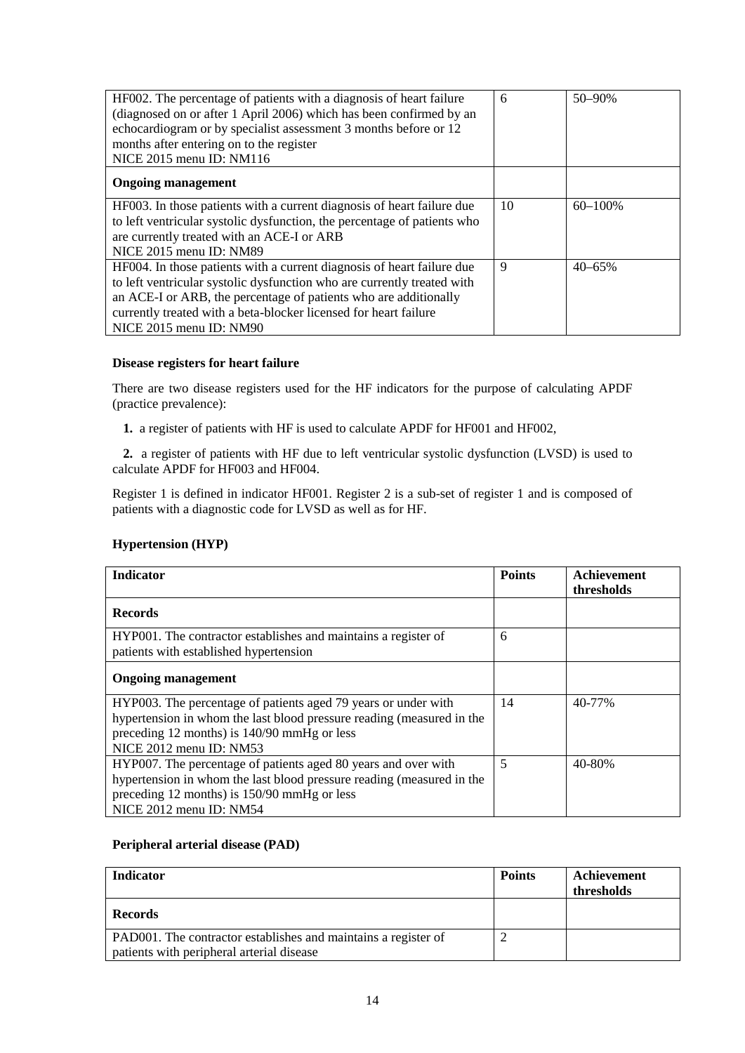| | | |
|---|---|---|
| HF002. The percentage of patients with a diagnosis of heart failure (diagnosed on or after 1 April 2006) which has been confirmed by an echocardiogram or by specialist assessment 3 months before or 12 months after entering on to the register<br>NICE 2015 menu ID: NM116 | 6 | 50–90% |
| **Ongoing management** | | |
| HF003. In those patients with a current diagnosis of heart failure due to left ventricular systolic dysfunction, the percentage of patients who are currently treated with an ACE-I or ARB<br>NICE 2015 menu ID: NM89 | 10 | 60–100% |
| HF004. In those patients with a current diagnosis of heart failure due to left ventricular systolic dysfunction who are currently treated with an ACE-I or ARB, the percentage of patients who are additionally currently treated with a beta-blocker licensed for heart failure<br>NICE 2015 menu ID: NM90 | 9 | 40–65% |

**Disease registers for heart failure**

There are two disease registers used for the HF indicators for the purpose of calculating APDF (practice prevalence):

1. a register of patients with HF is used to calculate APDF for HF001 and HF002,
2. a register of patients with HF due to left ventricular systolic dysfunction (LVSD) is used to calculate APDF for HF003 and HF004.

Register 1 is defined in indicator HF001. Register 2 is a sub-set of register 1 and is composed of patients with a diagnostic code for LVSD as well as for HF.

**Hypertension (HYP)**

| Indicator | Points | Achievement thresholds |
|---|---|---|
| **Records** | | |
| HYP001. The contractor establishes and maintains a register of patients with established hypertension | 6 | |
| **Ongoing management** | | |
| HYP003. The percentage of patients aged 79 years or under with hypertension in whom the last blood pressure reading (measured in the preceding 12 months) is 140/90 mmHg or less<br>NICE 2012 menu ID: NM53 | 14 | 40-77% |
| HYP007. The percentage of patients aged 80 years and over with hypertension in whom the last blood pressure reading (measured in the preceding 12 months) is 150/90 mmHg or less<br>NICE 2012 menu ID: NM54 | 5 | 40-80% |

**Peripheral arterial disease (PAD)**

| Indicator | Points | Achievement thresholds |
|---|---|---|
| **Records** | | |
| PAD001. The contractor establishes and maintains a register of patients with peripheral arterial disease | 2 | |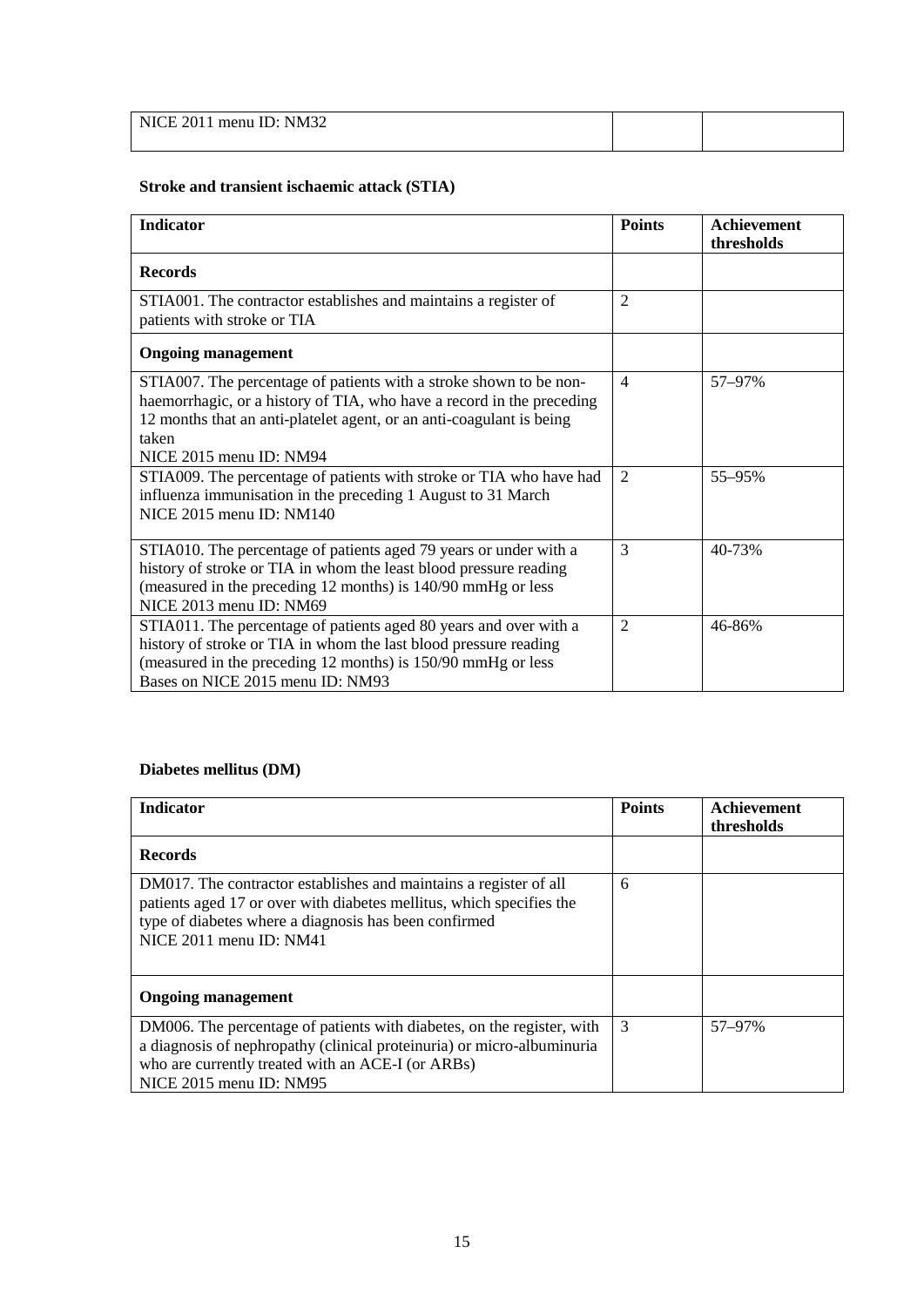| NICE 2011 menu ID: NM32 | | |
|---|---|---|

**Stroke and transient ischaemic attack (STIA)**

| Indicator | Points | Achievement thresholds |
|---|---|---|
| **Records** | | |
| STIA001. The contractor establishes and maintains a register of patients with stroke or TIA | 2 | |
| **Ongoing management** | | |
| STIA007. The percentage of patients with a stroke shown to be non-haemorrhagic, or a history of TIA, who have a record in the preceding 12 months that an anti-platelet agent, or an anti-coagulant is being taken<br>NICE 2015 menu ID: NM94 | 4 | 57–97% |
| STIA009. The percentage of patients with stroke or TIA who have had influenza immunisation in the preceding 1 August to 31 March<br>NICE 2015 menu ID: NM140 | 2 | 55–95% |
| STIA010. The percentage of patients aged 79 years or under with a history of stroke or TIA in whom the least blood pressure reading (measured in the preceding 12 months) is 140/90 mmHg or less<br>NICE 2013 menu ID: NM69 | 3 | 40-73% |
| STIA011. The percentage of patients aged 80 years and over with a history of stroke or TIA in whom the last blood pressure reading (measured in the preceding 12 months) is 150/90 mmHg or less<br>Bases on NICE 2015 menu ID: NM93 | 2 | 46-86% |

**Diabetes mellitus (DM)**

| Indicator | Points | Achievement thresholds |
|---|---|---|
| **Records** | | |
| DM017. The contractor establishes and maintains a register of all patients aged 17 or over with diabetes mellitus, which specifies the type of diabetes where a diagnosis has been confirmed<br>NICE 2011 menu ID: NM41 | 6 | |
| **Ongoing management** | | |
| DM006. The percentage of patients with diabetes, on the register, with a diagnosis of nephropathy (clinical proteinuria) or micro-albuminuria who are currently treated with an ACE-I (or ARBs)<br>NICE 2015 menu ID: NM95 | 3 | 57–97% |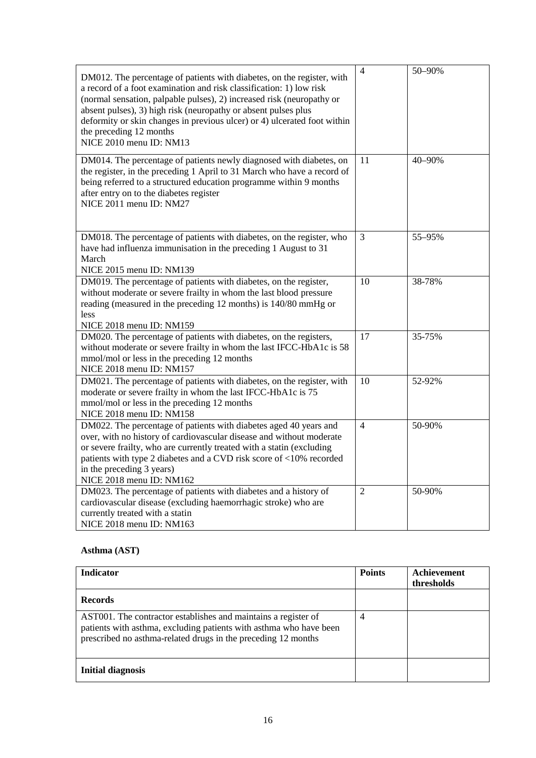| | | |
|---|---|---|
| DM012. The percentage of patients with diabetes, on the register, with a record of a foot examination and risk classification: 1) low risk (normal sensation, palpable pulses), 2) increased risk (neuropathy or absent pulses), 3) high risk (neuropathy or absent pulses plus deformity or skin changes in previous ulcer) or 4) ulcerated foot within the preceding 12 months<br>NICE 2010 menu ID: NM13 | 4 | 50–90% |
| DM014. The percentage of patients newly diagnosed with diabetes, on the register, in the preceding 1 April to 31 March who have a record of being referred to a structured education programme within 9 months after entry on to the diabetes register<br>NICE 2011 menu ID: NM27 | 11 | 40–90% |
| DM018. The percentage of patients with diabetes, on the register, who have had influenza immunisation in the preceding 1 August to 31 March<br>NICE 2015 menu ID: NM139 | 3 | 55–95% |
| DM019. The percentage of patients with diabetes, on the register, without moderate or severe frailty in whom the last blood pressure reading (measured in the preceding 12 months) is 140/80 mmHg or less<br>NICE 2018 menu ID: NM159 | 10 | 38-78% |
| DM020. The percentage of patients with diabetes, on the registers, without moderate or severe frailty in whom the last IFCC-HbA1c is 58 mmol/mol or less in the preceding 12 months<br>NICE 2018 menu ID: NM157 | 17 | 35-75% |
| DM021. The percentage of patients with diabetes, on the register, with moderate or severe frailty in whom the last IFCC-HbA1c is 75 mmol/mol or less in the preceding 12 months<br>NICE 2018 menu ID: NM158 | 10 | 52-92% |
| DM022. The percentage of patients with diabetes aged 40 years and over, with no history of cardiovascular disease and without moderate or severe frailty, who are currently treated with a statin (excluding patients with type 2 diabetes and a CVD risk score of <10% recorded in the preceding 3 years)<br>NICE 2018 menu ID: NM162 | 4 | 50-90% |
| DM023. The percentage of patients with diabetes and a history of cardiovascular disease (excluding haemorrhagic stroke) who are currently treated with a statin<br>NICE 2018 menu ID: NM163 | 2 | 50-90% |

### Asthma (AST)

| Indicator | Points | Achievement thresholds |
|---|---|---|
| **Records** | | |
| AST001. The contractor establishes and maintains a register of patients with asthma, excluding patients with asthma who have been prescribed no asthma-related drugs in the preceding 12 months | 4 | |
| **Initial diagnosis** | | |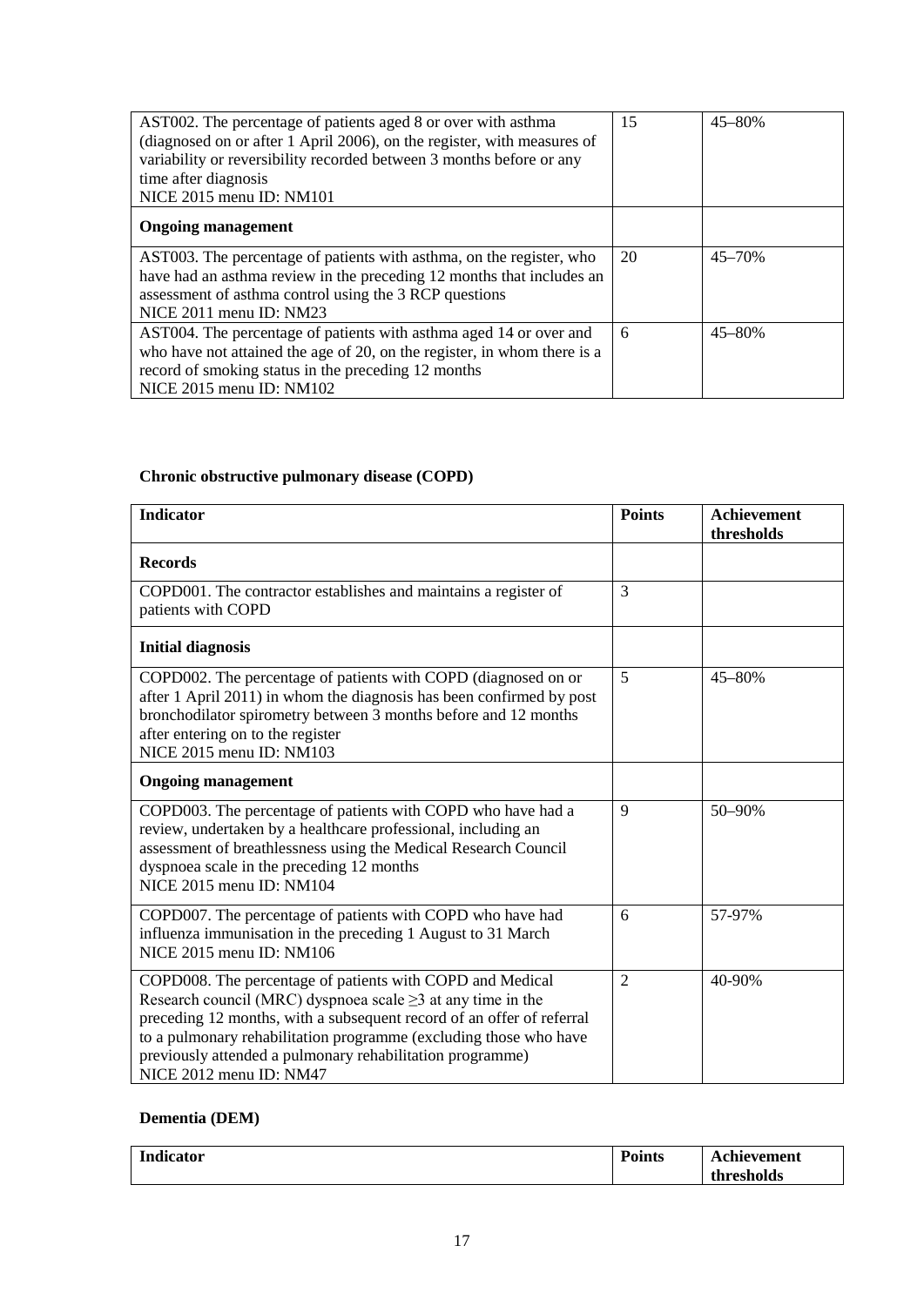| | | |
|---|---|---|
| AST002. The percentage of patients aged 8 or over with asthma (diagnosed on or after 1 April 2006), on the register, with measures of variability or reversibility recorded between 3 months before or any time after diagnosis<br>NICE 2015 menu ID: NM101 | 15 | 45–80% |
| **Ongoing management** | | |
| AST003. The percentage of patients with asthma, on the register, who have had an asthma review in the preceding 12 months that includes an assessment of asthma control using the 3 RCP questions<br>NICE 2011 menu ID: NM23 | 20 | 45–70% |
| AST004. The percentage of patients with asthma aged 14 or over and who have not attained the age of 20, on the register, in whom there is a record of smoking status in the preceding 12 months<br>NICE 2015 menu ID: NM102 | 6 | 45–80% |

### Chronic obstructive pulmonary disease (COPD)

| Indicator | Points | Achievement thresholds |
|---|---|---|
| **Records** | | |
| COPD001. The contractor establishes and maintains a register of patients with COPD | 3 | |
| **Initial diagnosis** | | |
| COPD002. The percentage of patients with COPD (diagnosed on or after 1 April 2011) in whom the diagnosis has been confirmed by post bronchodilator spirometry between 3 months before and 12 months after entering on to the register<br>NICE 2015 menu ID: NM103 | 5 | 45–80% |
| **Ongoing management** | | |
| COPD003. The percentage of patients with COPD who have had a review, undertaken by a healthcare professional, including an assessment of breathlessness using the Medical Research Council dyspnoea scale in the preceding 12 months<br>NICE 2015 menu ID: NM104 | 9 | 50–90% |
| COPD007. The percentage of patients with COPD who have had influenza immunisation in the preceding 1 August to 31 March<br>NICE 2015 menu ID: NM106 | 6 | 57-97% |
| COPD008. The percentage of patients with COPD and Medical Research council (MRC) dyspnoea scale $\geq 3$ at any time in the preceding 12 months, with a subsequent record of an offer of referral to a pulmonary rehabilitation programme (excluding those who have previously attended a pulmonary rehabilitation programme)<br>NICE 2012 menu ID: NM47 | 2 | 40-90% |

### Dementia (DEM)

| Indicator | Points | Achievement thresholds |
|---|---|---|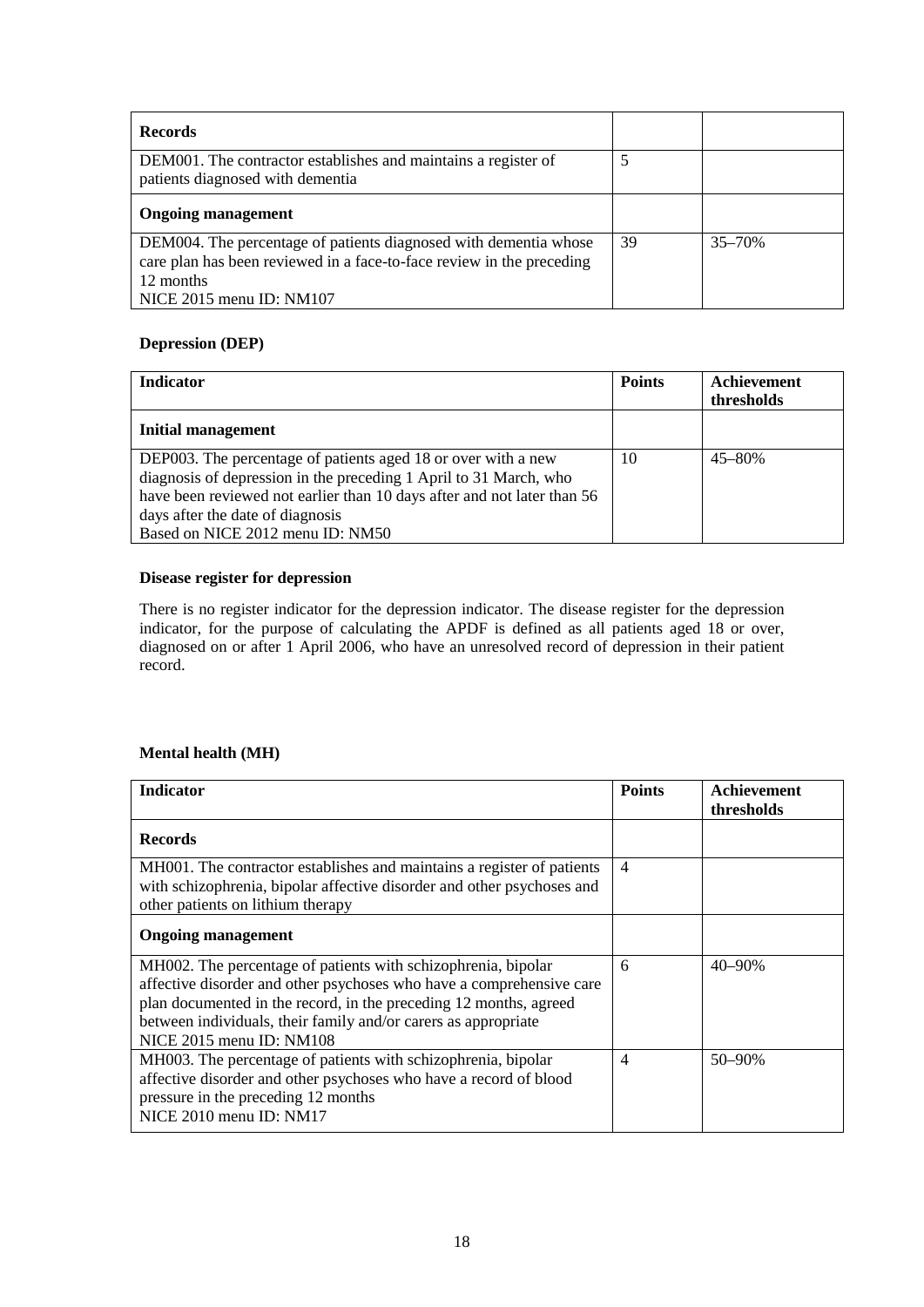| Records | | |
|---|---|---|
| DEM001. The contractor establishes and maintains a register of patients diagnosed with dementia | 5 | |
| **Ongoing management** | | |
| DEM004. The percentage of patients diagnosed with dementia whose care plan has been reviewed in a face-to-face review in the preceding 12 months<br>NICE 2015 menu ID: NM107 | 39 | 35–70% |

**Depression (DEP)**

| Indicator | Points | Achievement thresholds |
|---|---|---|
| **Initial management** | | |
| DEP003. The percentage of patients aged 18 or over with a new diagnosis of depression in the preceding 1 April to 31 March, who have been reviewed not earlier than 10 days after and not later than 56 days after the date of diagnosis<br>Based on NICE 2012 menu ID: NM50 | 10 | 45–80% |

**Disease register for depression**

There is no register indicator for the depression indicator. The disease register for the depression indicator, for the purpose of calculating the APDF is defined as all patients aged 18 or over, diagnosed on or after 1 April 2006, who have an unresolved record of depression in their patient record.

**Mental health (MH)**

| Indicator | Points | Achievement thresholds |
|---|---|---|
| **Records** | | |
| MH001. The contractor establishes and maintains a register of patients with schizophrenia, bipolar affective disorder and other psychoses and other patients on lithium therapy | 4 | |
| **Ongoing management** | | |
| MH002. The percentage of patients with schizophrenia, bipolar affective disorder and other psychoses who have a comprehensive care plan documented in the record, in the preceding 12 months, agreed between individuals, their family and/or carers as appropriate<br>NICE 2015 menu ID: NM108 | 6 | 40–90% |
| MH003. The percentage of patients with schizophrenia, bipolar affective disorder and other psychoses who have a record of blood pressure in the preceding 12 months<br>NICE 2010 menu ID: NM17 | 4 | 50–90% |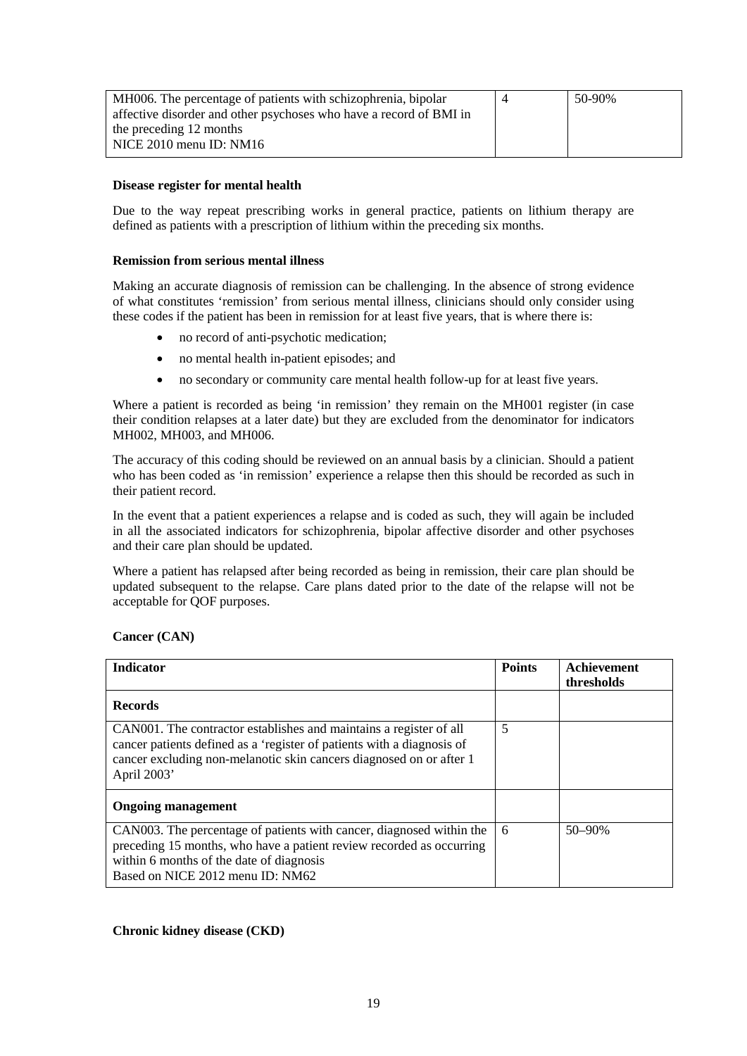| | | |
|---|---|---|
| MH006. The percentage of patients with schizophrenia, bipolar affective disorder and other psychoses who have a record of BMI in the preceding 12 months<br>NICE 2010 menu ID: NM16 | 4 | 50-90% |

**Disease register for mental health**

Due to the way repeat prescribing works in general practice, patients on lithium therapy are defined as patients with a prescription of lithium within the preceding six months.

**Remission from serious mental illness**

Making an accurate diagnosis of remission can be challenging. In the absence of strong evidence of what constitutes 'remission' from serious mental illness, clinicians should only consider using these codes if the patient has been in remission for at least five years, that is where there is:

- no record of anti-psychotic medication;
- no mental health in-patient episodes; and
- no secondary or community care mental health follow-up for at least five years.

Where a patient is recorded as being 'in remission' they remain on the MH001 register (in case their condition relapses at a later date) but they are excluded from the denominator for indicators MH002, MH003, and MH006.

The accuracy of this coding should be reviewed on an annual basis by a clinician. Should a patient who has been coded as 'in remission' experience a relapse then this should be recorded as such in their patient record.

In the event that a patient experiences a relapse and is coded as such, they will again be included in all the associated indicators for schizophrenia, bipolar affective disorder and other psychoses and their care plan should be updated.

Where a patient has relapsed after being recorded as being in remission, their care plan should be updated subsequent to the relapse. Care plans dated prior to the date of the relapse will not be acceptable for QOF purposes.

**Cancer (CAN)**

| Indicator | Points | Achievement thresholds |
|---|---|---|
| **Records** | | |
| CAN001. The contractor establishes and maintains a register of all cancer patients defined as a 'register of patients with a diagnosis of cancer excluding non-melanotic skin cancers diagnosed on or after 1 April 2003' | 5 | |
| **Ongoing management** | | |
| CAN003. The percentage of patients with cancer, diagnosed within the preceding 15 months, who have a patient review recorded as occurring within 6 months of the date of diagnosis<br>Based on NICE 2012 menu ID: NM62 | 6 | 50–90% |

**Chronic kidney disease (CKD)**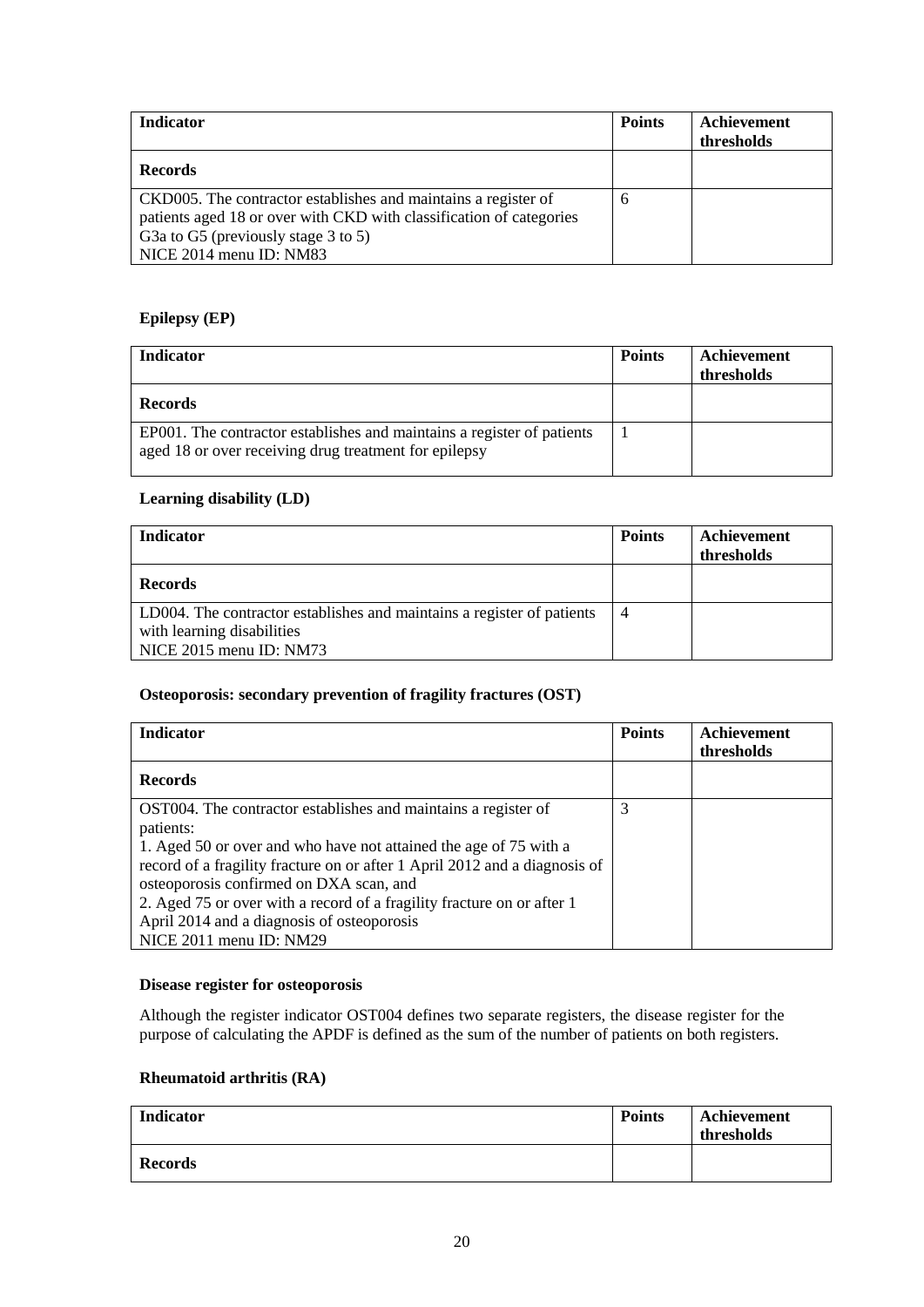| Indicator | Points | Achievement thresholds |
|---|---|---|
| **Records** | | |
| CKD005. The contractor establishes and maintains a register of patients aged 18 or over with CKD with classification of categories G3a to G5 (previously stage 3 to 5)<br>NICE 2014 menu ID: NM83 | 6 | |

### Epilepsy (EP)

| Indicator | Points | Achievement thresholds |
|---|---|---|
| **Records** | | |
| EP001. The contractor establishes and maintains a register of patients aged 18 or over receiving drug treatment for epilepsy | 1 | |

### Learning disability (LD)

| Indicator | Points | Achievement thresholds |
|---|---|---|
| **Records** | | |
| LD004. The contractor establishes and maintains a register of patients with learning disabilities<br>NICE 2015 menu ID: NM73 | 4 | |

### Osteoporosis: secondary prevention of fragility fractures (OST)

| Indicator | Points | Achievement thresholds |
|---|---|---|
| **Records** | | |
| OST004. The contractor establishes and maintains a register of patients:<br>1. Aged 50 or over and who have not attained the age of 75 with a record of a fragility fracture on or after 1 April 2012 and a diagnosis of osteoporosis confirmed on DXA scan, and<br>2. Aged 75 or over with a record of a fragility fracture on or after 1 April 2014 and a diagnosis of osteoporosis<br>NICE 2011 menu ID: NM29 | 3 | |

#### Disease register for osteoporosis

Although the register indicator OST004 defines two separate registers, the disease register for the purpose of calculating the APDF is defined as the sum of the number of patients on both registers.

### Rheumatoid arthritis (RA)

| Indicator | Points | Achievement thresholds |
|---|---|---|
| **Records** | | |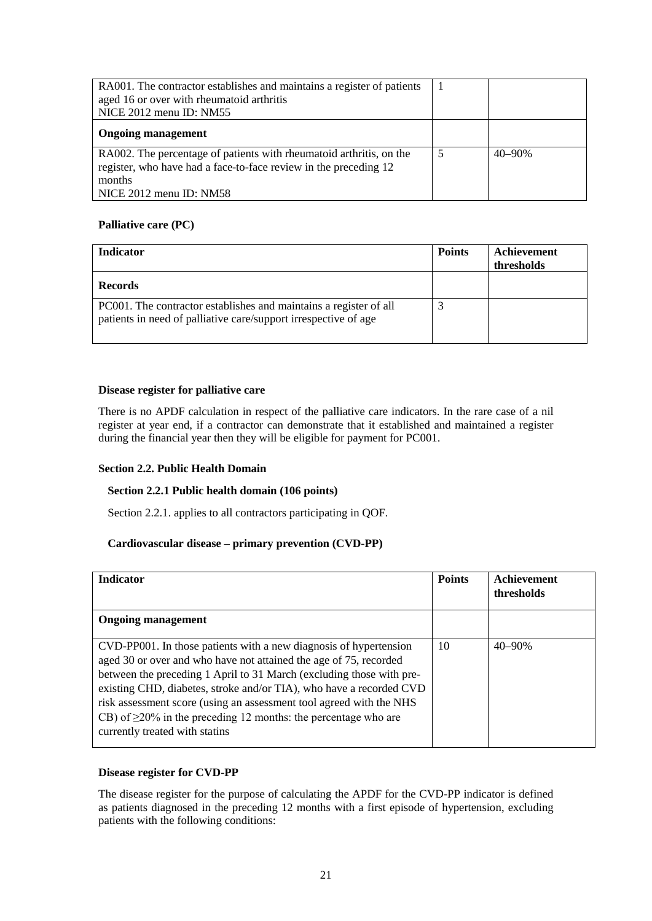| | | |
|---|---|---|
| RA001. The contractor establishes and maintains a register of patients aged 16 or over with rheumatoid arthritis<br>NICE 2012 menu ID: NM55 | 1 | |
| **Ongoing management** | | |
| RA002. The percentage of patients with rheumatoid arthritis, on the register, who have had a face-to-face review in the preceding 12 months<br>NICE 2012 menu ID: NM58 | 5 | 40–90% |

**Palliative care (PC)**

| Indicator | Points | Achievement thresholds |
|---|---|---|
| **Records** | | |
| PC001. The contractor establishes and maintains a register of all patients in need of palliative care/support irrespective of age | 3 | |

**Disease register for palliative care**

There is no APDF calculation in respect of the palliative care indicators. In the rare case of a nil register at year end, if a contractor can demonstrate that it established and maintained a register during the financial year then they will be eligible for payment for PC001.

**Section 2.2. Public Health Domain**

**Section 2.2.1 Public health domain (106 points)**

Section 2.2.1. applies to all contractors participating in QOF.

**Cardiovascular disease – primary prevention (CVD-PP)**

| Indicator | Points | Achievement thresholds |
|---|---|---|
| **Ongoing management** | | |
| CVD-PP001. In those patients with a new diagnosis of hypertension aged 30 or over and who have not attained the age of 75, recorded between the preceding 1 April to 31 March (excluding those with pre-existing CHD, diabetes, stroke and/or TIA), who have a recorded CVD risk assessment score (using an assessment tool agreed with the NHS CB) of ≥20% in the preceding 12 months: the percentage who are currently treated with statins | 10 | 40–90% |

**Disease register for CVD-PP**

The disease register for the purpose of calculating the APDF for the CVD-PP indicator is defined as patients diagnosed in the preceding 12 months with a first episode of hypertension, excluding patients with the following conditions: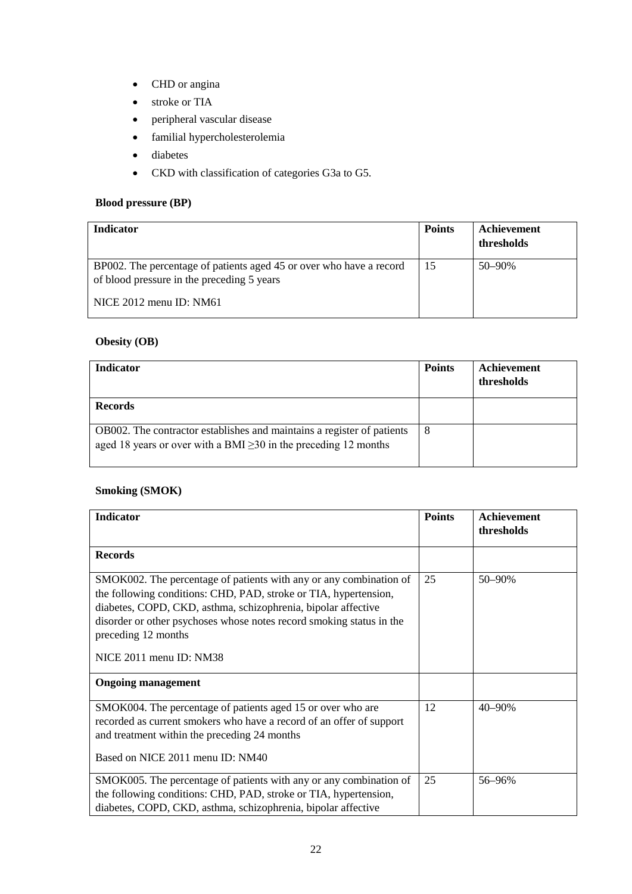- CHD or angina
- stroke or TIA
- peripheral vascular disease
- familial hypercholesterolemia
- diabetes
- CKD with classification of categories G3a to G5.

**Blood pressure (BP)**

| Indicator | Points | Achievement thresholds |
|---|---|---|
| BP002. The percentage of patients aged 45 or over who have a record of blood pressure in the preceding 5 years<br><br>NICE 2012 menu ID: NM61 | 15 | 50–90% |

**Obesity (OB)**

| Indicator | Points | Achievement thresholds |
|---|---|---|
| **Records** | | |
| OB002. The contractor establishes and maintains a register of patients aged 18 years or over with a BMI ≥30 in the preceding 12 months | 8 | |

**Smoking (SMOK)**

| Indicator | Points | Achievement thresholds |
|---|---|---|
| **Records** | | |
| SMOK002. The percentage of patients with any or any combination of the following conditions: CHD, PAD, stroke or TIA, hypertension, diabetes, COPD, CKD, asthma, schizophrenia, bipolar affective disorder or other psychoses whose notes record smoking status in the preceding 12 months<br><br>NICE 2011 menu ID: NM38 | 25 | 50–90% |
| **Ongoing management** | | |
| SMOK004. The percentage of patients aged 15 or over who are recorded as current smokers who have a record of an offer of support and treatment within the preceding 24 months<br><br>Based on NICE 2011 menu ID: NM40 | 12 | 40–90% |
| SMOK005. The percentage of patients with any or any combination of the following conditions: CHD, PAD, stroke or TIA, hypertension, diabetes, COPD, CKD, asthma, schizophrenia, bipolar affective | 25 | 56–96% |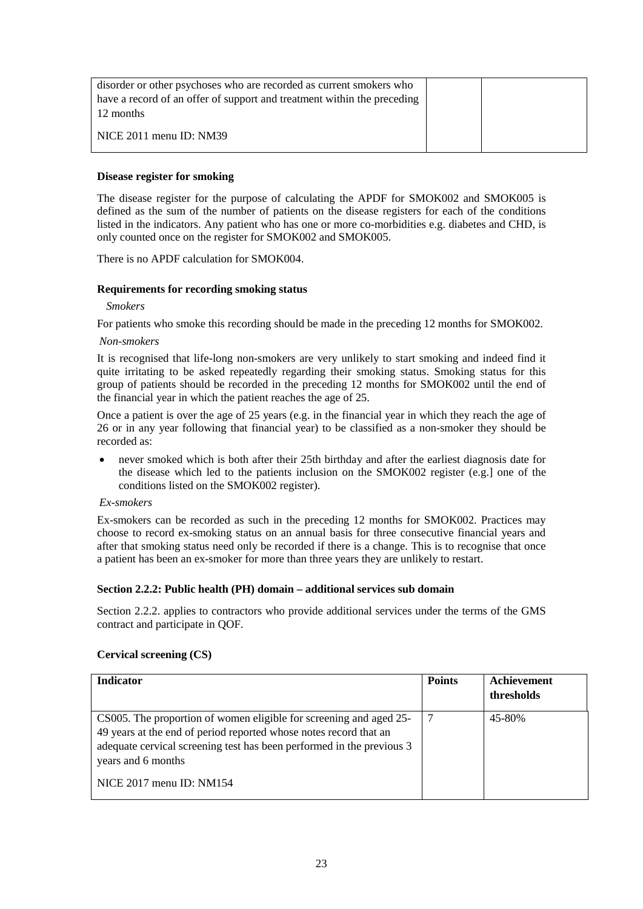| | | |
|---|---|---|
| disorder or other psychoses who are recorded as current smokers who have a record of an offer of support and treatment within the preceding 12 months<br><br>NICE 2011 menu ID: NM39 | | |

**Disease register for smoking**

The disease register for the purpose of calculating the APDF for SMOK002 and SMOK005 is defined as the sum of the number of patients on the disease registers for each of the conditions listed in the indicators. Any patient who has one or more co-morbidities e.g. diabetes and CHD, is only counted once on the register for SMOK002 and SMOK005.

There is no APDF calculation for SMOK004.

**Requirements for recording smoking status**

*Smokers*

For patients who smoke this recording should be made in the preceding 12 months for SMOK002.

*Non-smokers*

It is recognised that life-long non-smokers are very unlikely to start smoking and indeed find it quite irritating to be asked repeatedly regarding their smoking status. Smoking status for this group of patients should be recorded in the preceding 12 months for SMOK002 until the end of the financial year in which the patient reaches the age of 25.

Once a patient is over the age of 25 years (e.g. in the financial year in which they reach the age of 26 or in any year following that financial year) to be classified as a non-smoker they should be recorded as:

- never smoked which is both after their 25th birthday and after the earliest diagnosis date for the disease which led to the patients inclusion on the SMOK002 register (e.g.] one of the conditions listed on the SMOK002 register).

*Ex-smokers*

Ex-smokers can be recorded as such in the preceding 12 months for SMOK002. Practices may choose to record ex-smoking status on an annual basis for three consecutive financial years and after that smoking status need only be recorded if there is a change. This is to recognise that once a patient has been an ex-smoker for more than three years they are unlikely to restart.

**Section 2.2.2: Public health (PH) domain – additional services sub domain**

Section 2.2.2. applies to contractors who provide additional services under the terms of the GMS contract and participate in QOF.

**Cervical screening (CS)**

| Indicator | Points | Achievement thresholds |
|---|---|---|
| CS005. The proportion of women eligible for screening and aged 25-49 years at the end of period reported whose notes record that an adequate cervical screening test has been performed in the previous 3 years and 6 months<br><br>NICE 2017 menu ID: NM154 | 7 | 45-80% |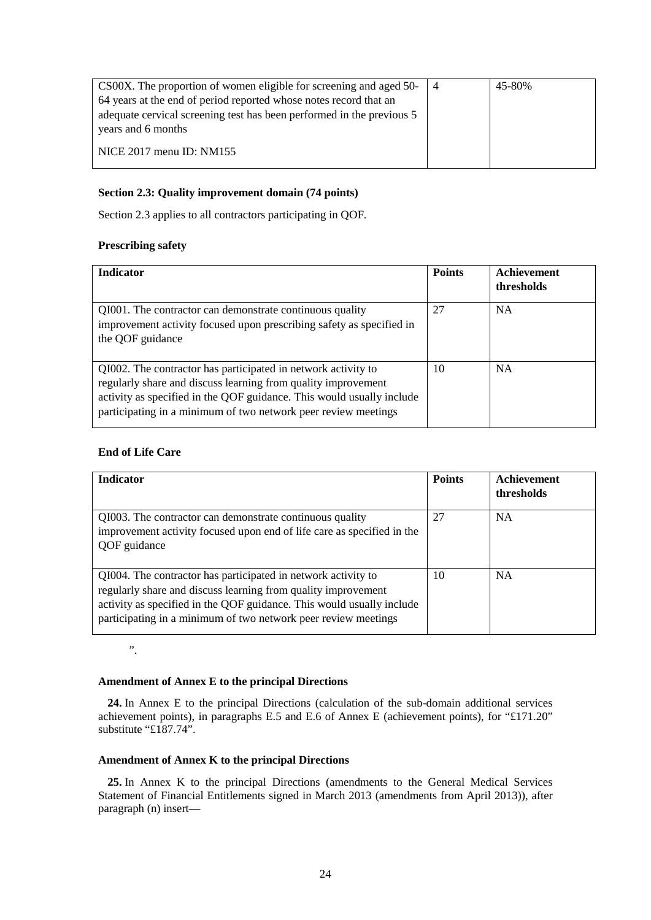| CS00X. The proportion of women eligible for screening and aged 50-64 years at the end of period reported whose notes record that an adequate cervical screening test has been performed in the previous 5 years and 6 months<br><br>NICE 2017 menu ID: NM155 | 4 | 45-80% |
|---|---|---|

**Section 2.3: Quality improvement domain (74 points)**

Section 2.3 applies to all contractors participating in QOF.

**Prescribing safety**

| Indicator | Points | Achievement thresholds |
|---|---|---|
| QI001. The contractor can demonstrate continuous quality improvement activity focused upon prescribing safety as specified in the QOF guidance | 27 | NA |
| QI002. The contractor has participated in network activity to regularly share and discuss learning from quality improvement activity as specified in the QOF guidance. This would usually include participating in a minimum of two network peer review meetings | 10 | NA |

**End of Life Care**

| Indicator | Points | Achievement thresholds |
|---|---|---|
| QI003. The contractor can demonstrate continuous quality improvement activity focused upon end of life care as specified in the QOF guidance | 27 | NA |
| QI004. The contractor has participated in network activity to regularly share and discuss learning from quality improvement activity as specified in the QOF guidance. This would usually include participating in a minimum of two network peer review meetings | 10 | NA |

".

**Amendment of Annex E to the principal Directions**

**24.** In Annex E to the principal Directions (calculation of the sub-domain additional services achievement points), in paragraphs E.5 and E.6 of Annex E (achievement points), for "£171.20" substitute "£187.74".

**Amendment of Annex K to the principal Directions**

**25.** In Annex K to the principal Directions (amendments to the General Medical Services Statement of Financial Entitlements signed in March 2013 (amendments from April 2013)), after paragraph (n) insert—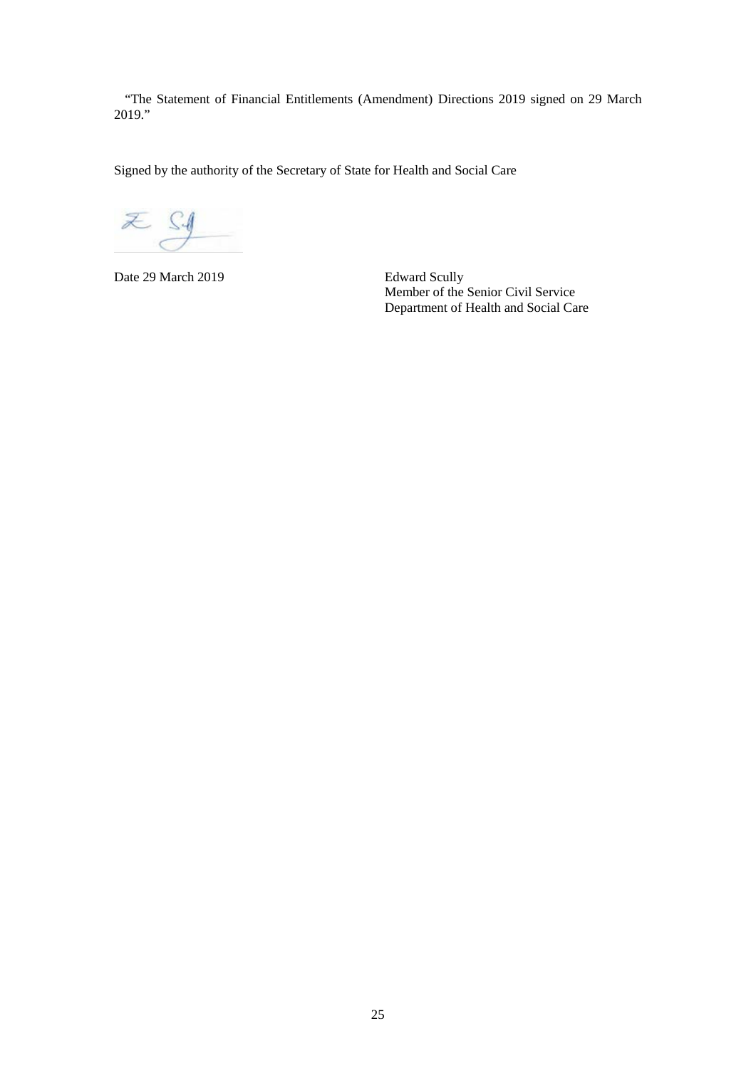"The Statement of Financial Entitlements (Amendment) Directions 2019 signed on 29 March 2019."

Signed by the authority of the Secretary of State for Health and Social Care

Date 29 March 2019

Edward Scully
Member of the Senior Civil Service
Department of Health and Social Care